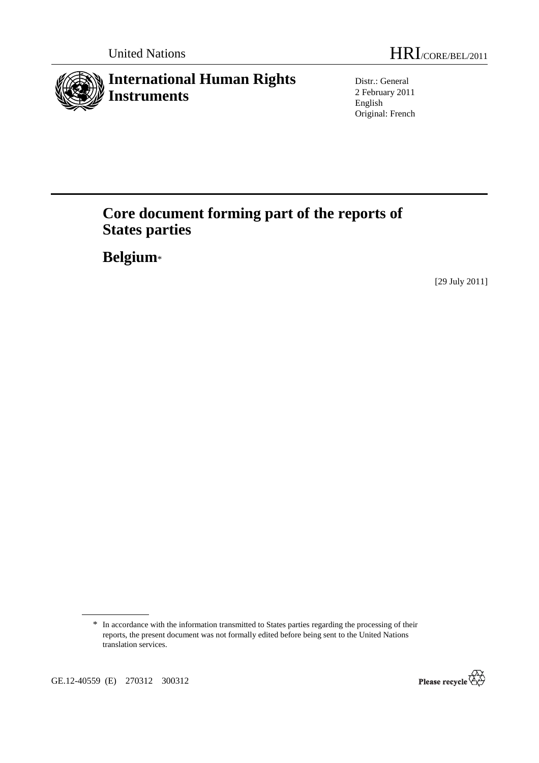United Nations

HRI/CORE/BEL/2011

# International Human Rights Instruments

Distr.: General
2 February 2011
English
Original: French

# Core document forming part of the reports of States parties

## Belgium*

[29 July 2011]

\* In accordance with the information transmitted to States parties regarding the processing of their reports, the present document was not formally edited before being sent to the United Nations translation services.

GE.12-40559 (E) 270312 300312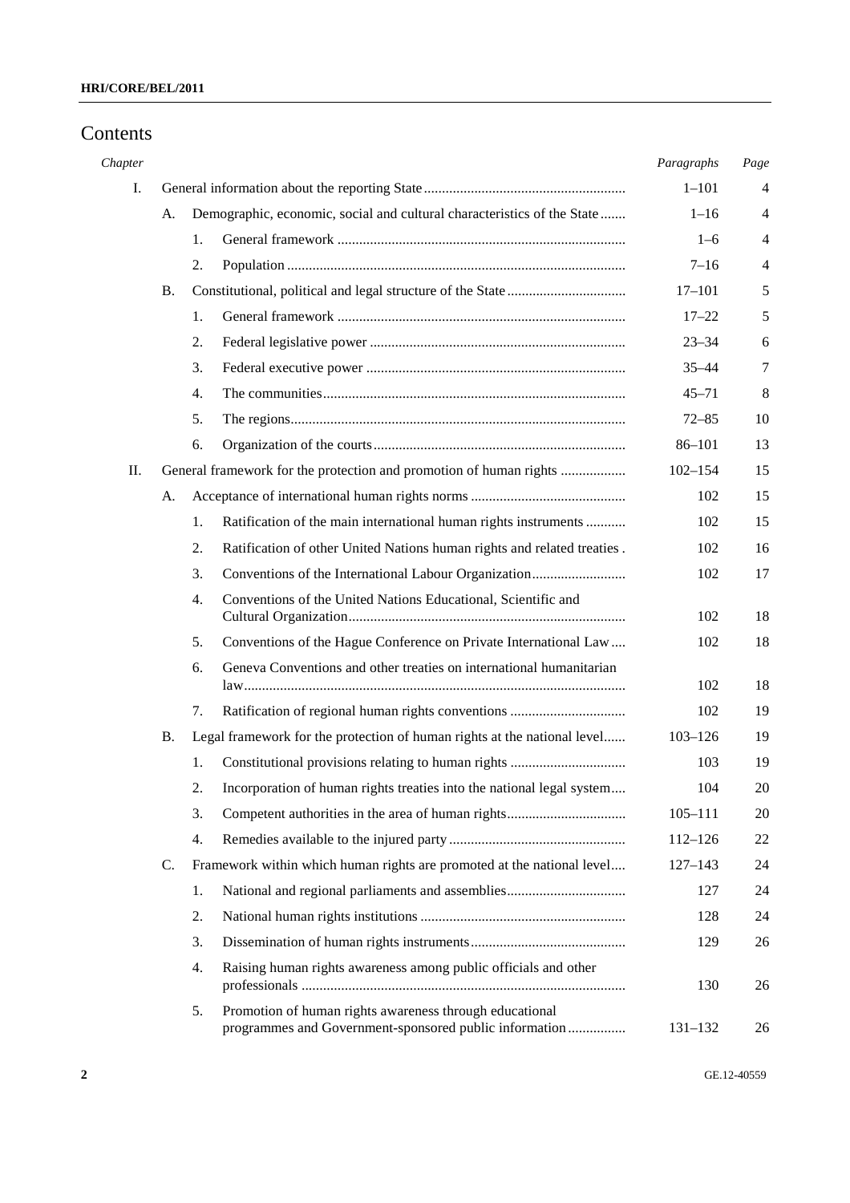# Contents

| Chapter | | | | Paragraphs | Page |
|---|---|---|---|---|---|
| I. | General information about the reporting State | | | 1–101 | 4 |
| | A. | Demographic, economic, social and cultural characteristics of the State | | 1–16 | 4 |
| | | 1. | General framework | 1–6 | 4 |
| | | 2. | Population | 7–16 | 4 |
| | B. | Constitutional, political and legal structure of the State | | 17–101 | 5 |
| | | 1. | General framework | 17–22 | 5 |
| | | 2. | Federal legislative power | 23–34 | 6 |
| | | 3. | Federal executive power | 35–44 | 7 |
| | | 4. | The communities | 45–71 | 8 |
| | | 5. | The regions | 72–85 | 10 |
| | | 6. | Organization of the courts | 86–101 | 13 |
| II. | General framework for the protection and promotion of human rights | | | 102–154 | 15 |
| | A. | Acceptance of international human rights norms | | 102 | 15 |
| | | 1. | Ratification of the main international human rights instruments | 102 | 15 |
| | | 2. | Ratification of other United Nations human rights and related treaties | 102 | 16 |
| | | 3. | Conventions of the International Labour Organization | 102 | 17 |
| | | 4. | Conventions of the United Nations Educational, Scientific and Cultural Organization | 102 | 18 |
| | | 5. | Conventions of the Hague Conference on Private International Law | 102 | 18 |
| | | 6. | Geneva Conventions and other treaties on international humanitarian law | 102 | 18 |
| | | 7. | Ratification of regional human rights conventions | 102 | 19 |
| | B. | Legal framework for the protection of human rights at the national level | | 103–126 | 19 |
| | | 1. | Constitutional provisions relating to human rights | 103 | 19 |
| | | 2. | Incorporation of human rights treaties into the national legal system | 104 | 20 |
| | | 3. | Competent authorities in the area of human rights | 105–111 | 20 |
| | | 4. | Remedies available to the injured party | 112–126 | 22 |
| | C. | Framework within which human rights are promoted at the national level | | 127–143 | 24 |
| | | 1. | National and regional parliaments and assemblies | 127 | 24 |
| | | 2. | National human rights institutions | 128 | 24 |
| | | 3. | Dissemination of human rights instruments | 129 | 26 |
| | | 4. | Raising human rights awareness among public officials and other professionals | 130 | 26 |
| | | 5. | Promotion of human rights awareness through educational programmes and Government-sponsored public information | 131–132 | 26 |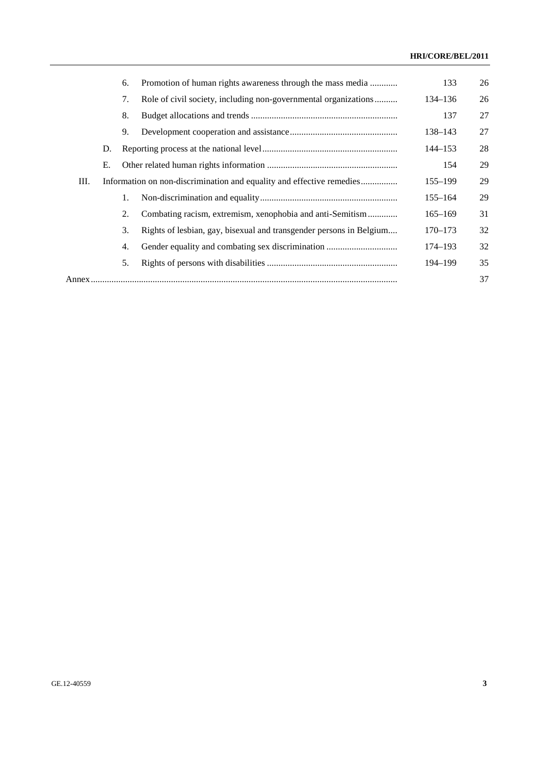| | | | Paragraphs | Page |
|---|---|---|---|---|
| | 6. | Promotion of human rights awareness through the mass media | 133 | 26 |
| | 7. | Role of civil society, including non-governmental organizations | 134–136 | 26 |
| | 8. | Budget allocations and trends | 137 | 27 |
| | 9. | Development cooperation and assistance | 138–143 | 27 |
| D. | | Reporting process at the national level | 144–153 | 28 |
| E. | | Other related human rights information | 154 | 29 |
| III. | | Information on non-discrimination and equality and effective remedies | 155–199 | 29 |
| | 1. | Non-discrimination and equality | 155–164 | 29 |
| | 2. | Combating racism, extremism, xenophobia and anti-Semitism | 165–169 | 31 |
| | 3. | Rights of lesbian, gay, bisexual and transgender persons in Belgium | 170–173 | 32 |
| | 4. | Gender equality and combating sex discrimination | 174–193 | 32 |
| | 5. | Rights of persons with disabilities | 194–199 | 35 |
| Annex | | | | 37 |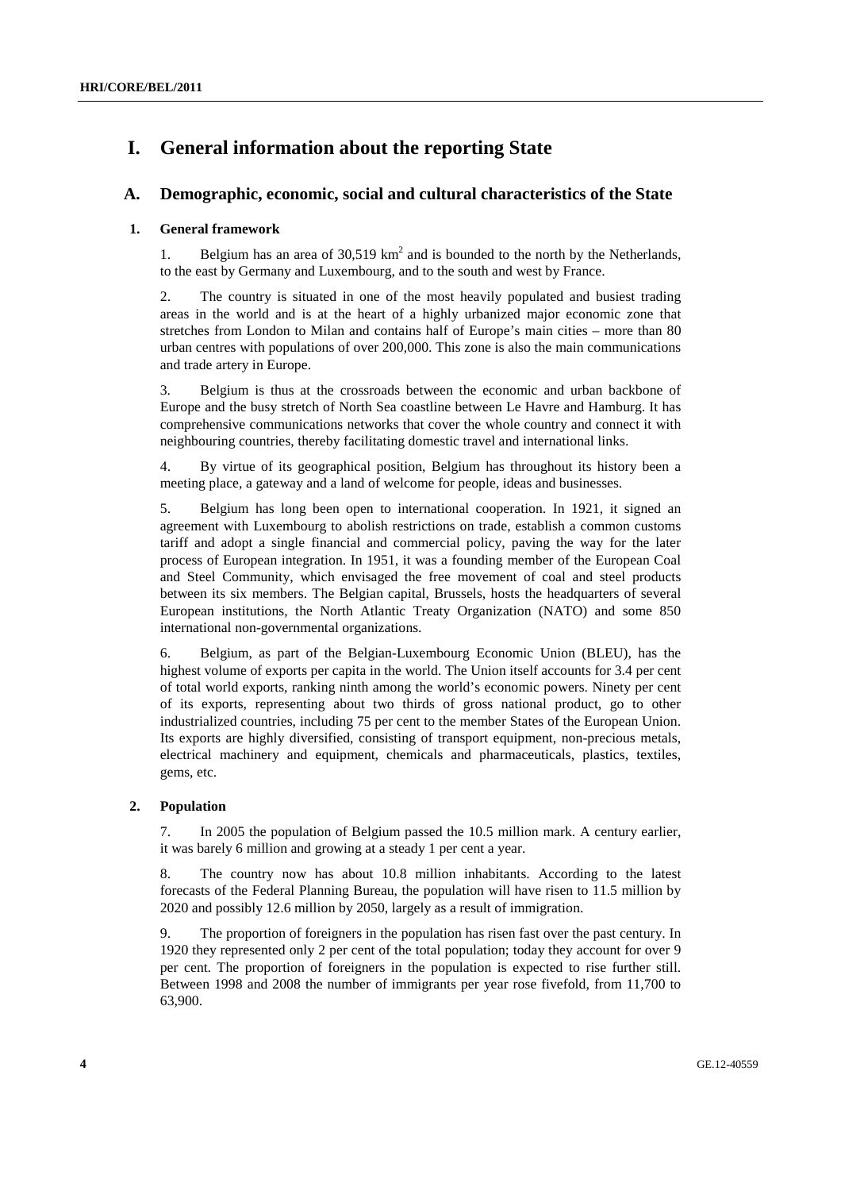# I. General information about the reporting State

## A. Demographic, economic, social and cultural characteristics of the State

### 1. General framework

1. Belgium has an area of 30,519 km$^2$ and is bounded to the north by the Netherlands, to the east by Germany and Luxembourg, and to the south and west by France.

2. The country is situated in one of the most heavily populated and busiest trading areas in the world and is at the heart of a highly urbanized major economic zone that stretches from London to Milan and contains half of Europe's main cities – more than 80 urban centres with populations of over 200,000. This zone is also the main communications and trade artery in Europe.

3. Belgium is thus at the crossroads between the economic and urban backbone of Europe and the busy stretch of North Sea coastline between Le Havre and Hamburg. It has comprehensive communications networks that cover the whole country and connect it with neighbouring countries, thereby facilitating domestic travel and international links.

4. By virtue of its geographical position, Belgium has throughout its history been a meeting place, a gateway and a land of welcome for people, ideas and businesses.

5. Belgium has long been open to international cooperation. In 1921, it signed an agreement with Luxembourg to abolish restrictions on trade, establish a common customs tariff and adopt a single financial and commercial policy, paving the way for the later process of European integration. In 1951, it was a founding member of the European Coal and Steel Community, which envisaged the free movement of coal and steel products between its six members. The Belgian capital, Brussels, hosts the headquarters of several European institutions, the North Atlantic Treaty Organization (NATO) and some 850 international non-governmental organizations.

6. Belgium, as part of the Belgian-Luxembourg Economic Union (BLEU), has the highest volume of exports per capita in the world. The Union itself accounts for 3.4 per cent of total world exports, ranking ninth among the world's economic powers. Ninety per cent of its exports, representing about two thirds of gross national product, go to other industrialized countries, including 75 per cent to the member States of the European Union. Its exports are highly diversified, consisting of transport equipment, non-precious metals, electrical machinery and equipment, chemicals and pharmaceuticals, plastics, textiles, gems, etc.

### 2. Population

7. In 2005 the population of Belgium passed the 10.5 million mark. A century earlier, it was barely 6 million and growing at a steady 1 per cent a year.

8. The country now has about 10.8 million inhabitants. According to the latest forecasts of the Federal Planning Bureau, the population will have risen to 11.5 million by 2020 and possibly 12.6 million by 2050, largely as a result of immigration.

9. The proportion of foreigners in the population has risen fast over the past century. In 1920 they represented only 2 per cent of the total population; today they account for over 9 per cent. The proportion of foreigners in the population is expected to rise further still. Between 1998 and 2008 the number of immigrants per year rose fivefold, from 11,700 to 63,900.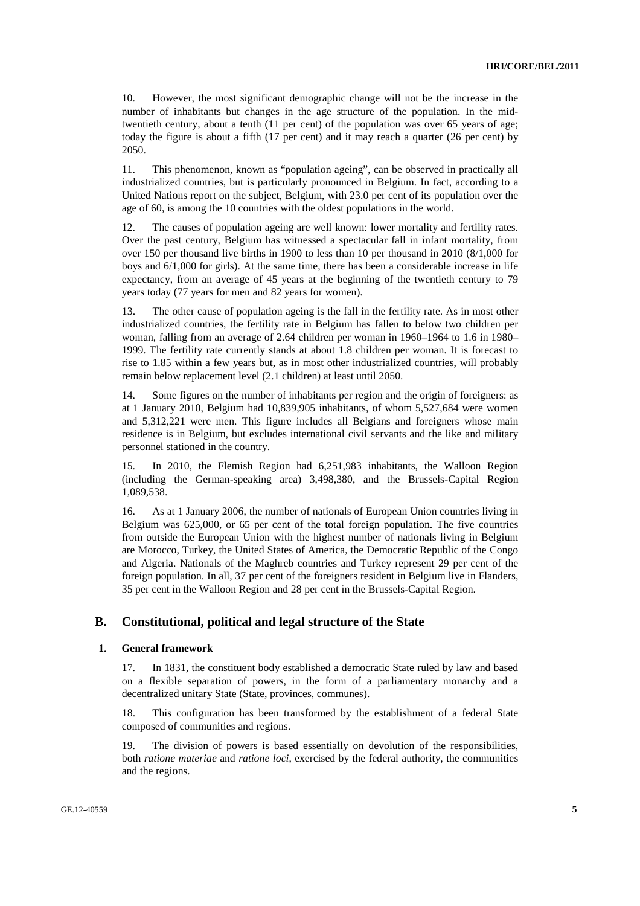10. However, the most significant demographic change will not be the increase in the number of inhabitants but changes in the age structure of the population. In the mid-twentieth century, about a tenth (11 per cent) of the population was over 65 years of age; today the figure is about a fifth (17 per cent) and it may reach a quarter (26 per cent) by 2050.

11. This phenomenon, known as "population ageing", can be observed in practically all industrialized countries, but is particularly pronounced in Belgium. In fact, according to a United Nations report on the subject, Belgium, with 23.0 per cent of its population over the age of 60, is among the 10 countries with the oldest populations in the world.

12. The causes of population ageing are well known: lower mortality and fertility rates. Over the past century, Belgium has witnessed a spectacular fall in infant mortality, from over 150 per thousand live births in 1900 to less than 10 per thousand in 2010 (8/1,000 for boys and 6/1,000 for girls). At the same time, there has been a considerable increase in life expectancy, from an average of 45 years at the beginning of the twentieth century to 79 years today (77 years for men and 82 years for women).

13. The other cause of population ageing is the fall in the fertility rate. As in most other industrialized countries, the fertility rate in Belgium has fallen to below two children per woman, falling from an average of 2.64 children per woman in 1960–1964 to 1.6 in 1980–1999. The fertility rate currently stands at about 1.8 children per woman. It is forecast to rise to 1.85 within a few years but, as in most other industrialized countries, will probably remain below replacement level (2.1 children) at least until 2050.

14. Some figures on the number of inhabitants per region and the origin of foreigners: as at 1 January 2010, Belgium had 10,839,905 inhabitants, of whom 5,527,684 were women and 5,312,221 were men. This figure includes all Belgians and foreigners whose main residence is in Belgium, but excludes international civil servants and the like and military personnel stationed in the country.

15. In 2010, the Flemish Region had 6,251,983 inhabitants, the Walloon Region (including the German-speaking area) 3,498,380, and the Brussels-Capital Region 1,089,538.

16. As at 1 January 2006, the number of nationals of European Union countries living in Belgium was 625,000, or 65 per cent of the total foreign population. The five countries from outside the European Union with the highest number of nationals living in Belgium are Morocco, Turkey, the United States of America, the Democratic Republic of the Congo and Algeria. Nationals of the Maghreb countries and Turkey represent 29 per cent of the foreign population. In all, 37 per cent of the foreigners resident in Belgium live in Flanders, 35 per cent in the Walloon Region and 28 per cent in the Brussels-Capital Region.

## B. Constitutional, political and legal structure of the State

### 1. General framework

17. In 1831, the constituent body established a democratic State ruled by law and based on a flexible separation of powers, in the form of a parliamentary monarchy and a decentralized unitary State (State, provinces, communes).

18. This configuration has been transformed by the establishment of a federal State composed of communities and regions.

19. The division of powers is based essentially on devolution of the responsibilities, both *ratione materiae* and *ratione loci*, exercised by the federal authority, the communities and the regions.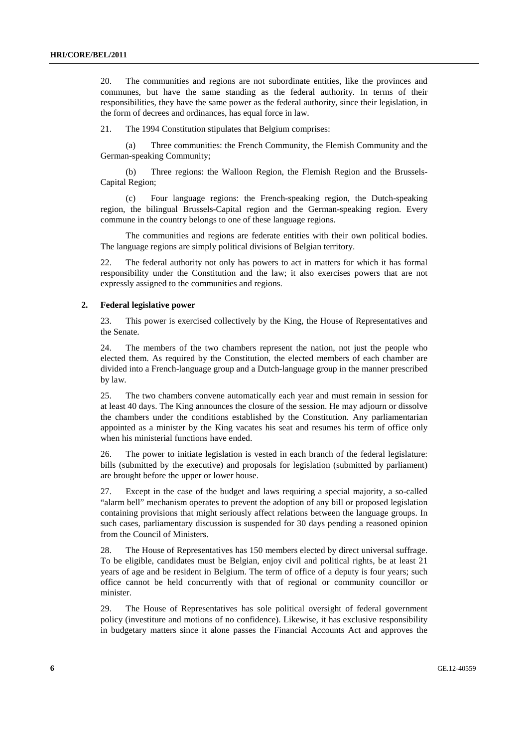20. The communities and regions are not subordinate entities, like the provinces and communes, but have the same standing as the federal authority. In terms of their responsibilities, they have the same power as the federal authority, since their legislation, in the form of decrees and ordinances, has equal force in law.

21. The 1994 Constitution stipulates that Belgium comprises:

(a) Three communities: the French Community, the Flemish Community and the German-speaking Community;

(b) Three regions: the Walloon Region, the Flemish Region and the Brussels-Capital Region;

(c) Four language regions: the French-speaking region, the Dutch-speaking region, the bilingual Brussels-Capital region and the German-speaking region. Every commune in the country belongs to one of these language regions.

The communities and regions are federate entities with their own political bodies. The language regions are simply political divisions of Belgian territory.

22. The federal authority not only has powers to act in matters for which it has formal responsibility under the Constitution and the law; it also exercises powers that are not expressly assigned to the communities and regions.

### 2. Federal legislative power

23. This power is exercised collectively by the King, the House of Representatives and the Senate.

24. The members of the two chambers represent the nation, not just the people who elected them. As required by the Constitution, the elected members of each chamber are divided into a French-language group and a Dutch-language group in the manner prescribed by law.

25. The two chambers convene automatically each year and must remain in session for at least 40 days. The King announces the closure of the session. He may adjourn or dissolve the chambers under the conditions established by the Constitution. Any parliamentarian appointed as a minister by the King vacates his seat and resumes his term of office only when his ministerial functions have ended.

26. The power to initiate legislation is vested in each branch of the federal legislature: bills (submitted by the executive) and proposals for legislation (submitted by parliament) are brought before the upper or lower house.

27. Except in the case of the budget and laws requiring a special majority, a so-called "alarm bell" mechanism operates to prevent the adoption of any bill or proposed legislation containing provisions that might seriously affect relations between the language groups. In such cases, parliamentary discussion is suspended for 30 days pending a reasoned opinion from the Council of Ministers.

28. The House of Representatives has 150 members elected by direct universal suffrage. To be eligible, candidates must be Belgian, enjoy civil and political rights, be at least 21 years of age and be resident in Belgium. The term of office of a deputy is four years; such office cannot be held concurrently with that of regional or community councillor or minister.

29. The House of Representatives has sole political oversight of federal government policy (investiture and motions of no confidence). Likewise, it has exclusive responsibility in budgetary matters since it alone passes the Financial Accounts Act and approves the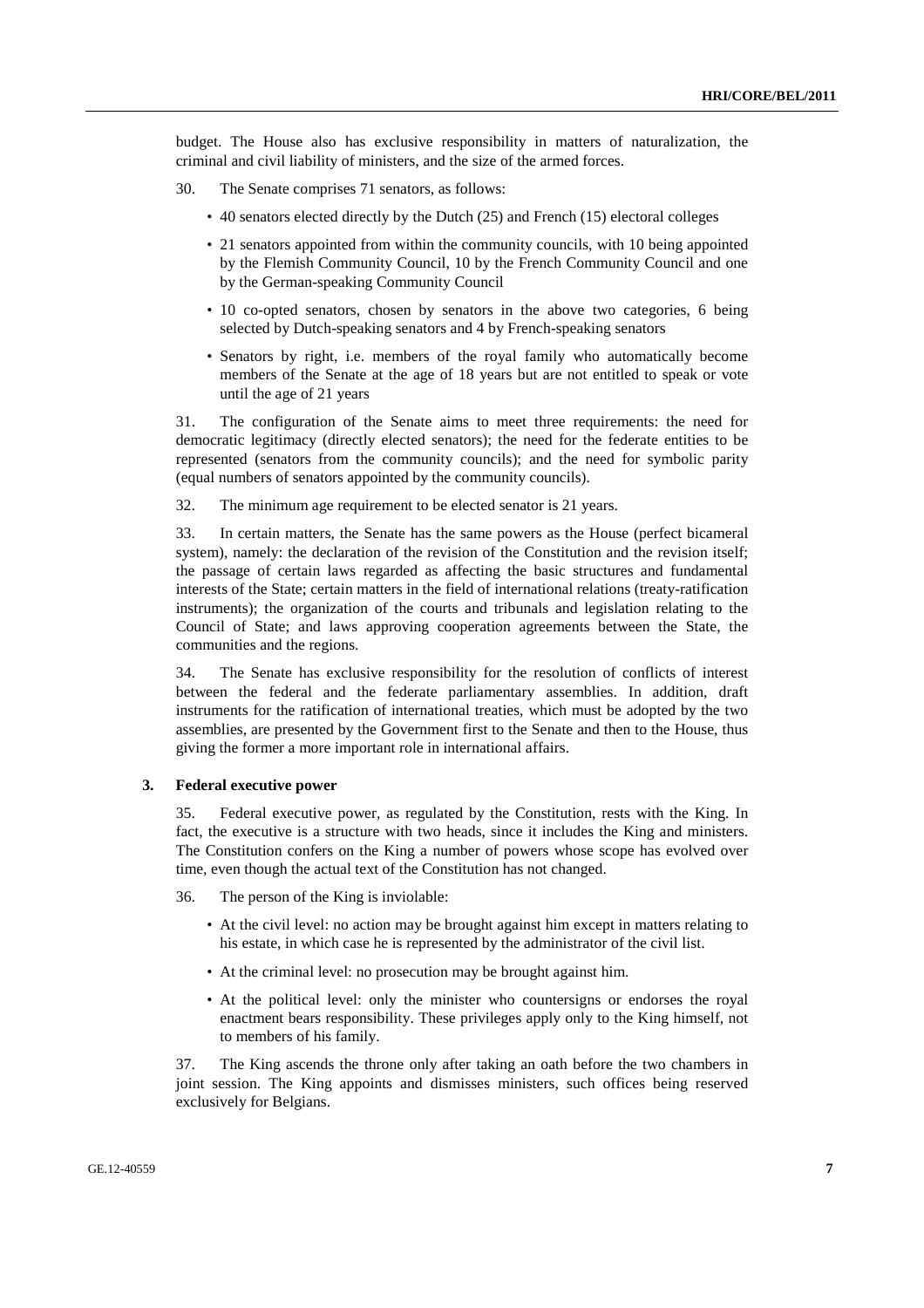budget. The House also has exclusive responsibility in matters of naturalization, the criminal and civil liability of ministers, and the size of the armed forces.

30. The Senate comprises 71 senators, as follows:

- 40 senators elected directly by the Dutch (25) and French (15) electoral colleges
- 21 senators appointed from within the community councils, with 10 being appointed by the Flemish Community Council, 10 by the French Community Council and one by the German-speaking Community Council
- 10 co-opted senators, chosen by senators in the above two categories, 6 being selected by Dutch-speaking senators and 4 by French-speaking senators
- Senators by right, i.e. members of the royal family who automatically become members of the Senate at the age of 18 years but are not entitled to speak or vote until the age of 21 years

31. The configuration of the Senate aims to meet three requirements: the need for democratic legitimacy (directly elected senators); the need for the federate entities to be represented (senators from the community councils); and the need for symbolic parity (equal numbers of senators appointed by the community councils).

32. The minimum age requirement to be elected senator is 21 years.

33. In certain matters, the Senate has the same powers as the House (perfect bicameral system), namely: the declaration of the revision of the Constitution and the revision itself; the passage of certain laws regarded as affecting the basic structures and fundamental interests of the State; certain matters in the field of international relations (treaty-ratification instruments); the organization of the courts and tribunals and legislation relating to the Council of State; and laws approving cooperation agreements between the State, the communities and the regions.

34. The Senate has exclusive responsibility for the resolution of conflicts of interest between the federal and the federate parliamentary assemblies. In addition, draft instruments for the ratification of international treaties, which must be adopted by the two assemblies, are presented by the Government first to the Senate and then to the House, thus giving the former a more important role in international affairs.

### 3. Federal executive power

35. Federal executive power, as regulated by the Constitution, rests with the King. In fact, the executive is a structure with two heads, since it includes the King and ministers. The Constitution confers on the King a number of powers whose scope has evolved over time, even though the actual text of the Constitution has not changed.

36. The person of the King is inviolable:

- At the civil level: no action may be brought against him except in matters relating to his estate, in which case he is represented by the administrator of the civil list.
- At the criminal level: no prosecution may be brought against him.
- At the political level: only the minister who countersigns or endorses the royal enactment bears responsibility. These privileges apply only to the King himself, not to members of his family.

37. The King ascends the throne only after taking an oath before the two chambers in joint session. The King appoints and dismisses ministers, such offices being reserved exclusively for Belgians.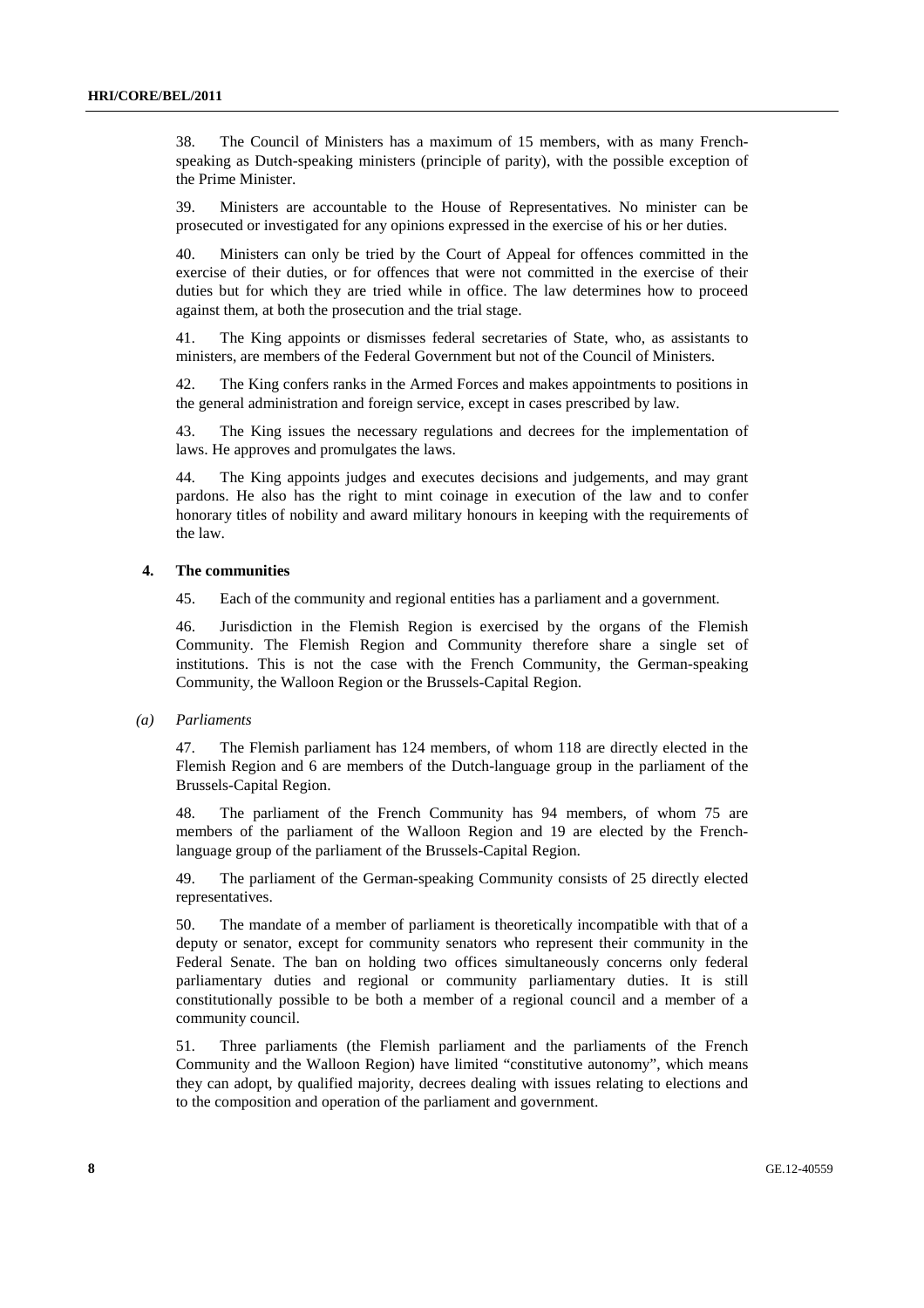38. The Council of Ministers has a maximum of 15 members, with as many French-speaking as Dutch-speaking ministers (principle of parity), with the possible exception of the Prime Minister.

39. Ministers are accountable to the House of Representatives. No minister can be prosecuted or investigated for any opinions expressed in the exercise of his or her duties.

40. Ministers can only be tried by the Court of Appeal for offences committed in the exercise of their duties, or for offences that were not committed in the exercise of their duties but for which they are tried while in office. The law determines how to proceed against them, at both the prosecution and the trial stage.

41. The King appoints or dismisses federal secretaries of State, who, as assistants to ministers, are members of the Federal Government but not of the Council of Ministers.

42. The King confers ranks in the Armed Forces and makes appointments to positions in the general administration and foreign service, except in cases prescribed by law.

43. The King issues the necessary regulations and decrees for the implementation of laws. He approves and promulgates the laws.

44. The King appoints judges and executes decisions and judgements, and may grant pardons. He also has the right to mint coinage in execution of the law and to confer honorary titles of nobility and award military honours in keeping with the requirements of the law.

### 4. The communities

45. Each of the community and regional entities has a parliament and a government.

46. Jurisdiction in the Flemish Region is exercised by the organs of the Flemish Community. The Flemish Region and Community therefore share a single set of institutions. This is not the case with the French Community, the German-speaking Community, the Walloon Region or the Brussels-Capital Region.

#### *(a) Parliaments*

47. The Flemish parliament has 124 members, of whom 118 are directly elected in the Flemish Region and 6 are members of the Dutch-language group in the parliament of the Brussels-Capital Region.

48. The parliament of the French Community has 94 members, of whom 75 are members of the parliament of the Walloon Region and 19 are elected by the French-language group of the parliament of the Brussels-Capital Region.

49. The parliament of the German-speaking Community consists of 25 directly elected representatives.

50. The mandate of a member of parliament is theoretically incompatible with that of a deputy or senator, except for community senators who represent their community in the Federal Senate. The ban on holding two offices simultaneously concerns only federal parliamentary duties and regional or community parliamentary duties. It is still constitutionally possible to be both a member of a regional council and a member of a community council.

51. Three parliaments (the Flemish parliament and the parliaments of the French Community and the Walloon Region) have limited "constitutive autonomy", which means they can adopt, by qualified majority, decrees dealing with issues relating to elections and to the composition and operation of the parliament and government.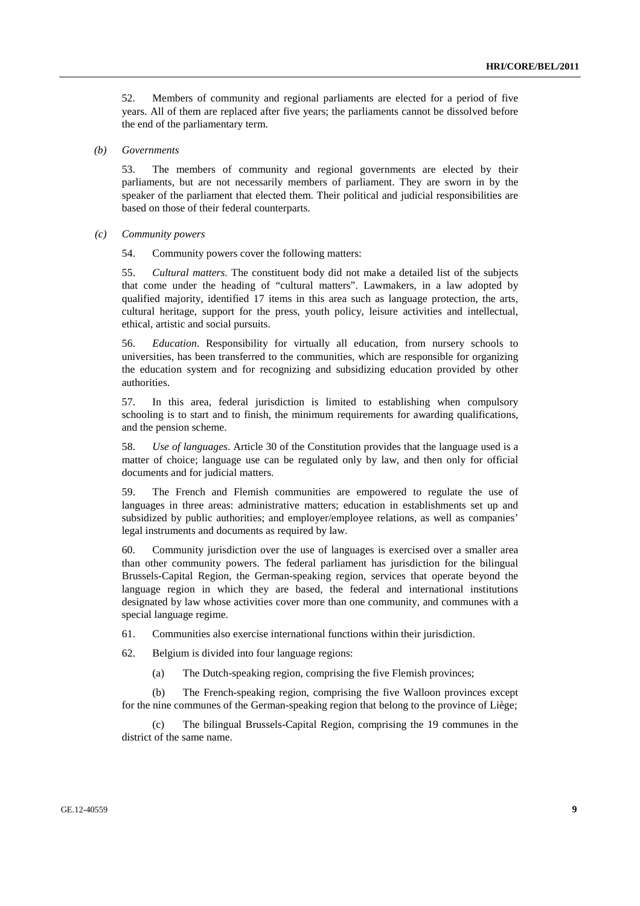52. Members of community and regional parliaments are elected for a period of five years. All of them are replaced after five years; the parliaments cannot be dissolved before the end of the parliamentary term.

*(b) Governments*

53. The members of community and regional governments are elected by their parliaments, but are not necessarily members of parliament. They are sworn in by the speaker of the parliament that elected them. Their political and judicial responsibilities are based on those of their federal counterparts.

*(c) Community powers*

54. Community powers cover the following matters:

55. *Cultural matters*. The constituent body did not make a detailed list of the subjects that come under the heading of "cultural matters". Lawmakers, in a law adopted by qualified majority, identified 17 items in this area such as language protection, the arts, cultural heritage, support for the press, youth policy, leisure activities and intellectual, ethical, artistic and social pursuits.

56. *Education*. Responsibility for virtually all education, from nursery schools to universities, has been transferred to the communities, which are responsible for organizing the education system and for recognizing and subsidizing education provided by other authorities.

57. In this area, federal jurisdiction is limited to establishing when compulsory schooling is to start and to finish, the minimum requirements for awarding qualifications, and the pension scheme.

58. *Use of languages*. Article 30 of the Constitution provides that the language used is a matter of choice; language use can be regulated only by law, and then only for official documents and for judicial matters.

59. The French and Flemish communities are empowered to regulate the use of languages in three areas: administrative matters; education in establishments set up and subsidized by public authorities; and employer/employee relations, as well as companies' legal instruments and documents as required by law.

60. Community jurisdiction over the use of languages is exercised over a smaller area than other community powers. The federal parliament has jurisdiction for the bilingual Brussels-Capital Region, the German-speaking region, services that operate beyond the language region in which they are based, the federal and international institutions designated by law whose activities cover more than one community, and communes with a special language regime.

61. Communities also exercise international functions within their jurisdiction.

62. Belgium is divided into four language regions:

(a) The Dutch-speaking region, comprising the five Flemish provinces;

(b) The French-speaking region, comprising the five Walloon provinces except for the nine communes of the German-speaking region that belong to the province of Liège;

(c) The bilingual Brussels-Capital Region, comprising the 19 communes in the district of the same name.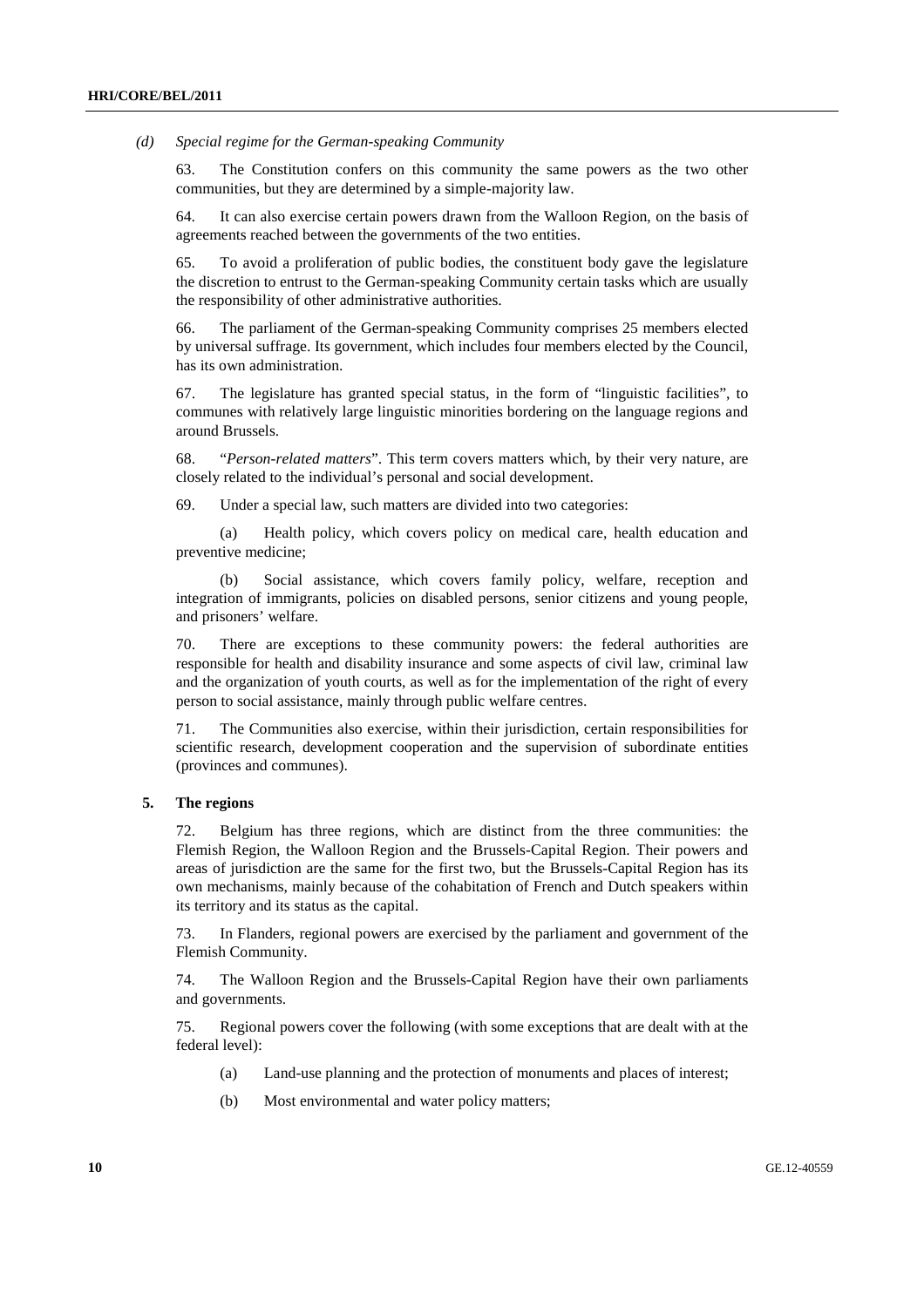*(d) Special regime for the German-speaking Community*

63. The Constitution confers on this community the same powers as the two other communities, but they are determined by a simple-majority law.

64. It can also exercise certain powers drawn from the Walloon Region, on the basis of agreements reached between the governments of the two entities.

65. To avoid a proliferation of public bodies, the constituent body gave the legislature the discretion to entrust to the German-speaking Community certain tasks which are usually the responsibility of other administrative authorities.

66. The parliament of the German-speaking Community comprises 25 members elected by universal suffrage. Its government, which includes four members elected by the Council, has its own administration.

67. The legislature has granted special status, in the form of "linguistic facilities", to communes with relatively large linguistic minorities bordering on the language regions and around Brussels.

68. "*Person-related matters*". This term covers matters which, by their very nature, are closely related to the individual's personal and social development.

69. Under a special law, such matters are divided into two categories:

(a) Health policy, which covers policy on medical care, health education and preventive medicine;

(b) Social assistance, which covers family policy, welfare, reception and integration of immigrants, policies on disabled persons, senior citizens and young people, and prisoners' welfare.

70. There are exceptions to these community powers: the federal authorities are responsible for health and disability insurance and some aspects of civil law, criminal law and the organization of youth courts, as well as for the implementation of the right of every person to social assistance, mainly through public welfare centres.

71. The Communities also exercise, within their jurisdiction, certain responsibilities for scientific research, development cooperation and the supervision of subordinate entities (provinces and communes).

## 5. The regions

72. Belgium has three regions, which are distinct from the three communities: the Flemish Region, the Walloon Region and the Brussels-Capital Region. Their powers and areas of jurisdiction are the same for the first two, but the Brussels-Capital Region has its own mechanisms, mainly because of the cohabitation of French and Dutch speakers within its territory and its status as the capital.

73. In Flanders, regional powers are exercised by the parliament and government of the Flemish Community.

74. The Walloon Region and the Brussels-Capital Region have their own parliaments and governments.

75. Regional powers cover the following (with some exceptions that are dealt with at the federal level):

(a) Land-use planning and the protection of monuments and places of interest;

(b) Most environmental and water policy matters;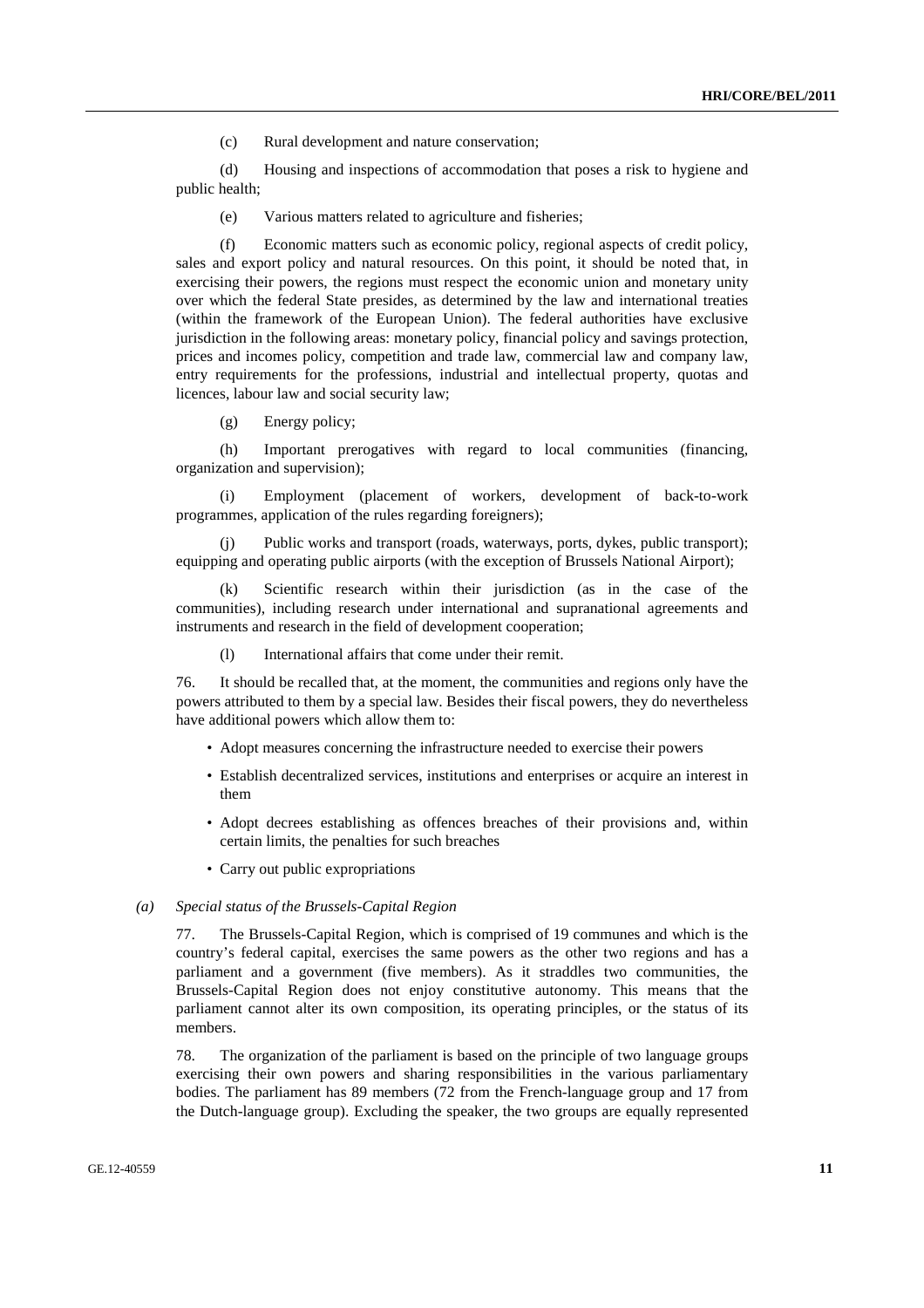(c) Rural development and nature conservation;

(d) Housing and inspections of accommodation that poses a risk to hygiene and public health;

(e) Various matters related to agriculture and fisheries;

(f) Economic matters such as economic policy, regional aspects of credit policy, sales and export policy and natural resources. On this point, it should be noted that, in exercising their powers, the regions must respect the economic union and monetary unity over which the federal State presides, as determined by the law and international treaties (within the framework of the European Union). The federal authorities have exclusive jurisdiction in the following areas: monetary policy, financial policy and savings protection, prices and incomes policy, competition and trade law, commercial law and company law, entry requirements for the professions, industrial and intellectual property, quotas and licences, labour law and social security law;

(g) Energy policy;

(h) Important prerogatives with regard to local communities (financing, organization and supervision);

(i) Employment (placement of workers, development of back-to-work programmes, application of the rules regarding foreigners);

(j) Public works and transport (roads, waterways, ports, dykes, public transport); equipping and operating public airports (with the exception of Brussels National Airport);

(k) Scientific research within their jurisdiction (as in the case of the communities), including research under international and supranational agreements and instruments and research in the field of development cooperation;

(l) International affairs that come under their remit.

76. It should be recalled that, at the moment, the communities and regions only have the powers attributed to them by a special law. Besides their fiscal powers, they do nevertheless have additional powers which allow them to:

- Adopt measures concerning the infrastructure needed to exercise their powers
- Establish decentralized services, institutions and enterprises or acquire an interest in them
- Adopt decrees establishing as offences breaches of their provisions and, within certain limits, the penalties for such breaches
- Carry out public expropriations

### *(a) Special status of the Brussels-Capital Region*

77. The Brussels-Capital Region, which is comprised of 19 communes and which is the country's federal capital, exercises the same powers as the other two regions and has a parliament and a government (five members). As it straddles two communities, the Brussels-Capital Region does not enjoy constitutive autonomy. This means that the parliament cannot alter its own composition, its operating principles, or the status of its members.

78. The organization of the parliament is based on the principle of two language groups exercising their own powers and sharing responsibilities in the various parliamentary bodies. The parliament has 89 members (72 from the French-language group and 17 from the Dutch-language group). Excluding the speaker, the two groups are equally represented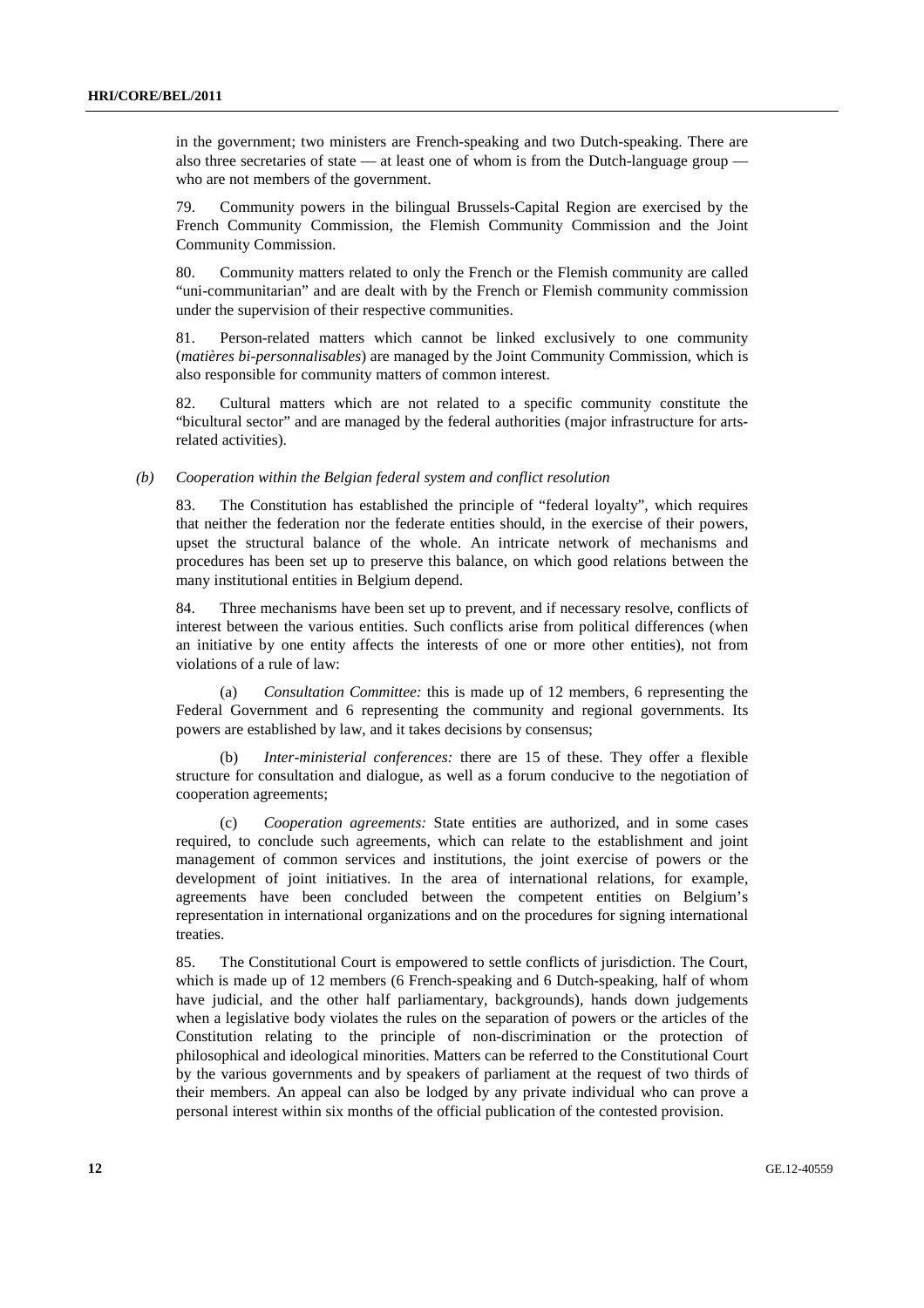in the government; two ministers are French-speaking and two Dutch-speaking. There are also three secretaries of state — at least one of whom is from the Dutch-language group — who are not members of the government.

79. Community powers in the bilingual Brussels-Capital Region are exercised by the French Community Commission, the Flemish Community Commission and the Joint Community Commission.

80. Community matters related to only the French or the Flemish community are called "uni-communitarian" and are dealt with by the French or Flemish community commission under the supervision of their respective communities.

81. Person-related matters which cannot be linked exclusively to one community (*matières bi-personnalisables*) are managed by the Joint Community Commission, which is also responsible for community matters of common interest.

82. Cultural matters which are not related to a specific community constitute the "bicultural sector" and are managed by the federal authorities (major infrastructure for arts-related activities).

### *(b) Cooperation within the Belgian federal system and conflict resolution*

83. The Constitution has established the principle of "federal loyalty", which requires that neither the federation nor the federate entities should, in the exercise of their powers, upset the structural balance of the whole. An intricate network of mechanisms and procedures has been set up to preserve this balance, on which good relations between the many institutional entities in Belgium depend.

84. Three mechanisms have been set up to prevent, and if necessary resolve, conflicts of interest between the various entities. Such conflicts arise from political differences (when an initiative by one entity affects the interests of one or more other entities), not from violations of a rule of law:

(a) *Consultation Committee:* this is made up of 12 members, 6 representing the Federal Government and 6 representing the community and regional governments. Its powers are established by law, and it takes decisions by consensus;

(b) *Inter-ministerial conferences:* there are 15 of these. They offer a flexible structure for consultation and dialogue, as well as a forum conducive to the negotiation of cooperation agreements;

(c) *Cooperation agreements:* State entities are authorized, and in some cases required, to conclude such agreements, which can relate to the establishment and joint management of common services and institutions, the joint exercise of powers or the development of joint initiatives. In the area of international relations, for example, agreements have been concluded between the competent entities on Belgium's representation in international organizations and on the procedures for signing international treaties.

85. The Constitutional Court is empowered to settle conflicts of jurisdiction. The Court, which is made up of 12 members (6 French-speaking and 6 Dutch-speaking, half of whom have judicial, and the other half parliamentary, backgrounds), hands down judgements when a legislative body violates the rules on the separation of powers or the articles of the Constitution relating to the principle of non-discrimination or the protection of philosophical and ideological minorities. Matters can be referred to the Constitutional Court by the various governments and by speakers of parliament at the request of two thirds of their members. An appeal can also be lodged by any private individual who can prove a personal interest within six months of the official publication of the contested provision.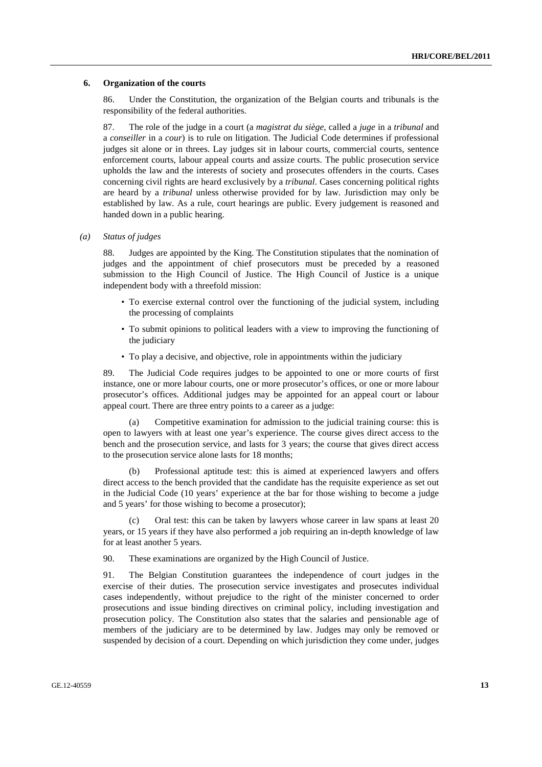### 6. Organization of the courts

86. Under the Constitution, the organization of the Belgian courts and tribunals is the responsibility of the federal authorities.

87. The role of the judge in a court (a *magistrat du siège*, called a *juge* in a *tribunal* and a *conseiller* in a *cour*) is to rule on litigation. The Judicial Code determines if professional judges sit alone or in threes. Lay judges sit in labour courts, commercial courts, sentence enforcement courts, labour appeal courts and assize courts. The public prosecution service upholds the law and the interests of society and prosecutes offenders in the courts. Cases concerning civil rights are heard exclusively by a *tribunal*. Cases concerning political rights are heard by a *tribunal* unless otherwise provided for by law. Jurisdiction may only be established by law. As a rule, court hearings are public. Every judgement is reasoned and handed down in a public hearing.

#### *(a) Status of judges*

88. Judges are appointed by the King. The Constitution stipulates that the nomination of judges and the appointment of chief prosecutors must be preceded by a reasoned submission to the High Council of Justice. The High Council of Justice is a unique independent body with a threefold mission:

- To exercise external control over the functioning of the judicial system, including the processing of complaints
- To submit opinions to political leaders with a view to improving the functioning of the judiciary
- To play a decisive, and objective, role in appointments within the judiciary

89. The Judicial Code requires judges to be appointed to one or more courts of first instance, one or more labour courts, one or more prosecutor's offices, or one or more labour prosecutor's offices. Additional judges may be appointed for an appeal court or labour appeal court. There are three entry points to a career as a judge:

(a) Competitive examination for admission to the judicial training course: this is open to lawyers with at least one year's experience. The course gives direct access to the bench and the prosecution service, and lasts for 3 years; the course that gives direct access to the prosecution service alone lasts for 18 months;

(b) Professional aptitude test: this is aimed at experienced lawyers and offers direct access to the bench provided that the candidate has the requisite experience as set out in the Judicial Code (10 years' experience at the bar for those wishing to become a judge and 5 years' for those wishing to become a prosecutor);

(c) Oral test: this can be taken by lawyers whose career in law spans at least 20 years, or 15 years if they have also performed a job requiring an in-depth knowledge of law for at least another 5 years.

90. These examinations are organized by the High Council of Justice.

91. The Belgian Constitution guarantees the independence of court judges in the exercise of their duties. The prosecution service investigates and prosecutes individual cases independently, without prejudice to the right of the minister concerned to order prosecutions and issue binding directives on criminal policy, including investigation and prosecution policy. The Constitution also states that the salaries and pensionable age of members of the judiciary are to be determined by law. Judges may only be removed or suspended by decision of a court. Depending on which jurisdiction they come under, judges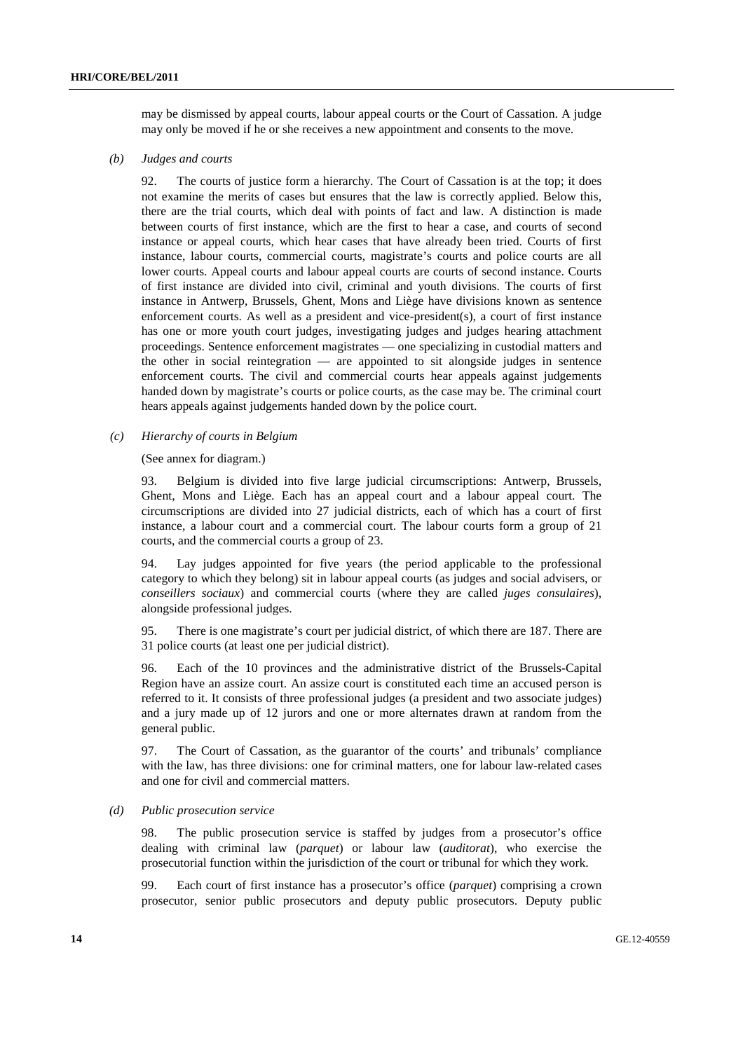may be dismissed by appeal courts, labour appeal courts or the Court of Cassation. A judge may only be moved if he or she receives a new appointment and consents to the move.

*(b) Judges and courts*

92. The courts of justice form a hierarchy. The Court of Cassation is at the top; it does not examine the merits of cases but ensures that the law is correctly applied. Below this, there are the trial courts, which deal with points of fact and law. A distinction is made between courts of first instance, which are the first to hear a case, and courts of second instance or appeal courts, which hear cases that have already been tried. Courts of first instance, labour courts, commercial courts, magistrate's courts and police courts are all lower courts. Appeal courts and labour appeal courts are courts of second instance. Courts of first instance are divided into civil, criminal and youth divisions. The courts of first instance in Antwerp, Brussels, Ghent, Mons and Liège have divisions known as sentence enforcement courts. As well as a president and vice-president(s), a court of first instance has one or more youth court judges, investigating judges and judges hearing attachment proceedings. Sentence enforcement magistrates — one specializing in custodial matters and the other in social reintegration — are appointed to sit alongside judges in sentence enforcement courts. The civil and commercial courts hear appeals against judgements handed down by magistrate's courts or police courts, as the case may be. The criminal court hears appeals against judgements handed down by the police court.

*(c) Hierarchy of courts in Belgium*

(See annex for diagram.)

93. Belgium is divided into five large judicial circumscriptions: Antwerp, Brussels, Ghent, Mons and Liège. Each has an appeal court and a labour appeal court. The circumscriptions are divided into 27 judicial districts, each of which has a court of first instance, a labour court and a commercial court. The labour courts form a group of 21 courts, and the commercial courts a group of 23.

94. Lay judges appointed for five years (the period applicable to the professional category to which they belong) sit in labour appeal courts (as judges and social advisers, or *conseillers sociaux*) and commercial courts (where they are called *juges consulaires*), alongside professional judges.

95. There is one magistrate's court per judicial district, of which there are 187. There are 31 police courts (at least one per judicial district).

96. Each of the 10 provinces and the administrative district of the Brussels-Capital Region have an assize court. An assize court is constituted each time an accused person is referred to it. It consists of three professional judges (a president and two associate judges) and a jury made up of 12 jurors and one or more alternates drawn at random from the general public.

97. The Court of Cassation, as the guarantor of the courts' and tribunals' compliance with the law, has three divisions: one for criminal matters, one for labour law-related cases and one for civil and commercial matters.

*(d) Public prosecution service*

98. The public prosecution service is staffed by judges from a prosecutor's office dealing with criminal law (*parquet*) or labour law (*auditorat*), who exercise the prosecutorial function within the jurisdiction of the court or tribunal for which they work.

99. Each court of first instance has a prosecutor's office (*parquet*) comprising a crown prosecutor, senior public prosecutors and deputy public prosecutors. Deputy public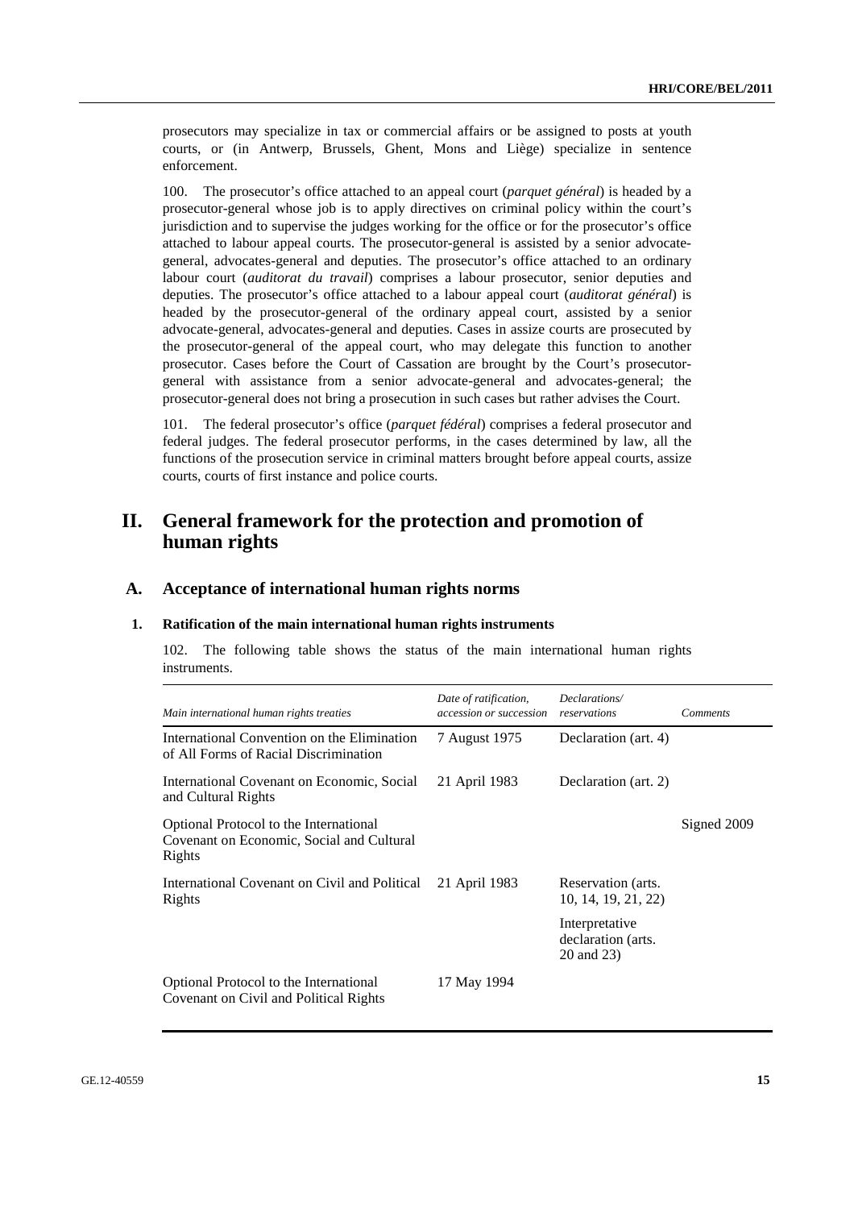prosecutors may specialize in tax or commercial affairs or be assigned to posts at youth courts, or (in Antwerp, Brussels, Ghent, Mons and Liège) specialize in sentence enforcement.

100. The prosecutor's office attached to an appeal court (*parquet général*) is headed by a prosecutor-general whose job is to apply directives on criminal policy within the court's jurisdiction and to supervise the judges working for the office or for the prosecutor's office attached to labour appeal courts. The prosecutor-general is assisted by a senior advocate-general, advocates-general and deputies. The prosecutor's office attached to an ordinary labour court (*auditorat du travail*) comprises a labour prosecutor, senior deputies and deputies. The prosecutor's office attached to a labour appeal court (*auditorat général*) is headed by the prosecutor-general of the ordinary appeal court, assisted by a senior advocate-general, advocates-general and deputies. Cases in assize courts are prosecuted by the prosecutor-general of the appeal court, who may delegate this function to another prosecutor. Cases before the Court of Cassation are brought by the Court's prosecutor-general with assistance from a senior advocate-general and advocates-general; the prosecutor-general does not bring a prosecution in such cases but rather advises the Court.

101. The federal prosecutor's office (*parquet fédéral*) comprises a federal prosecutor and federal judges. The federal prosecutor performs, in the cases determined by law, all the functions of the prosecution service in criminal matters brought before appeal courts, assize courts, courts of first instance and police courts.

# II. General framework for the protection and promotion of human rights

## A. Acceptance of international human rights norms

### 1. Ratification of the main international human rights instruments

102. The following table shows the status of the main international human rights instruments.

| *Main international human rights treaties* | *Date of ratification, accession or succession* | *Declarations/ reservations* | *Comments* |
|---|---|---|---|
| International Convention on the Elimination of All Forms of Racial Discrimination | 7 August 1975 | Declaration (art. 4) | |
| International Covenant on Economic, Social and Cultural Rights | 21 April 1983 | Declaration (art. 2) | |
| Optional Protocol to the International Covenant on Economic, Social and Cultural Rights | | | Signed 2009 |
| International Covenant on Civil and Political Rights | 21 April 1983 | Reservation (arts. 10, 14, 19, 21, 22) | |
| | | Interpretative declaration (arts. 20 and 23) | |
| Optional Protocol to the International Covenant on Civil and Political Rights | 17 May 1994 | | |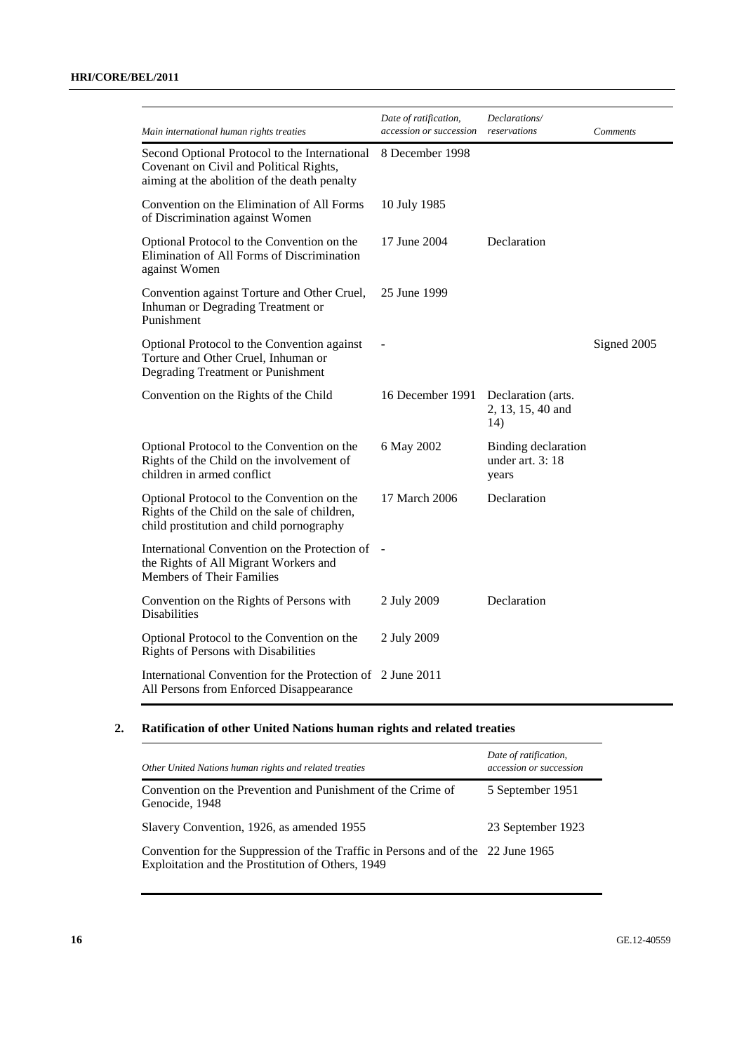| Main international human rights treaties | Date of ratification, accession or succession | Declarations/ reservations | Comments |
|---|---|---|---|
| Second Optional Protocol to the International Covenant on Civil and Political Rights, aiming at the abolition of the death penalty | 8 December 1998 | | |
| Convention on the Elimination of All Forms of Discrimination against Women | 10 July 1985 | | |
| Optional Protocol to the Convention on the Elimination of All Forms of Discrimination against Women | 17 June 2004 | Declaration | |
| Convention against Torture and Other Cruel, Inhuman or Degrading Treatment or Punishment | 25 June 1999 | | |
| Optional Protocol to the Convention against Torture and Other Cruel, Inhuman or Degrading Treatment or Punishment | - | | Signed 2005 |
| Convention on the Rights of the Child | 16 December 1991 | Declaration (arts. 2, 13, 15, 40 and 14) | |
| Optional Protocol to the Convention on the Rights of the Child on the involvement of children in armed conflict | 6 May 2002 | Binding declaration under art. 3: 18 years | |
| Optional Protocol to the Convention on the Rights of the Child on the sale of children, child prostitution and child pornography | 17 March 2006 | Declaration | |
| International Convention on the Protection of the Rights of All Migrant Workers and Members of Their Families | - | | |
| Convention on the Rights of Persons with Disabilities | 2 July 2009 | Declaration | |
| Optional Protocol to the Convention on the Rights of Persons with Disabilities | 2 July 2009 | | |
| International Convention for the Protection of All Persons from Enforced Disappearance | 2 June 2011 | | |

## 2. Ratification of other United Nations human rights and related treaties

| Other United Nations human rights and related treaties | Date of ratification, accession or succession |
|---|---|
| Convention on the Prevention and Punishment of the Crime of Genocide, 1948 | 5 September 1951 |
| Slavery Convention, 1926, as amended 1955 | 23 September 1923 |
| Convention for the Suppression of the Traffic in Persons and of the Exploitation and the Prostitution of Others, 1949 | 22 June 1965 |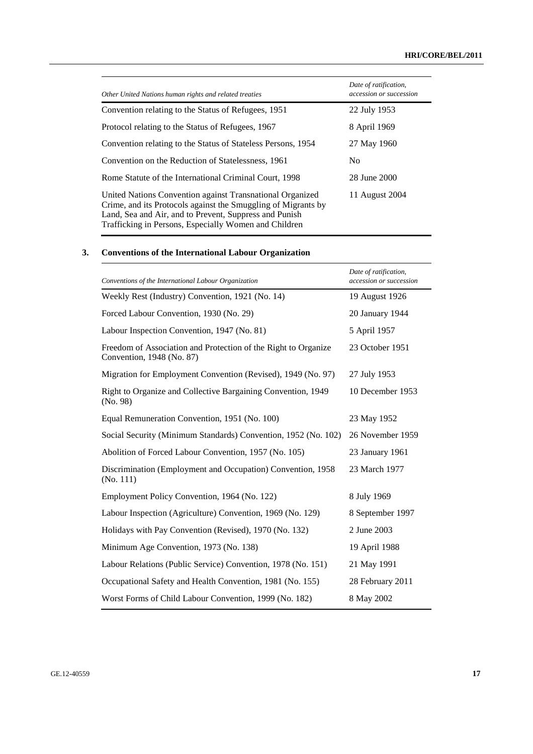| *Other United Nations human rights and related treaties* | *Date of ratification, accession or succession* |
|---|---|
| Convention relating to the Status of Refugees, 1951 | 22 July 1953 |
| Protocol relating to the Status of Refugees, 1967 | 8 April 1969 |
| Convention relating to the Status of Stateless Persons, 1954 | 27 May 1960 |
| Convention on the Reduction of Statelessness, 1961 | No |
| Rome Statute of the International Criminal Court, 1998 | 28 June 2000 |
| United Nations Convention against Transnational Organized Crime, and its Protocols against the Smuggling of Migrants by Land, Sea and Air, and to Prevent, Suppress and Punish Trafficking in Persons, Especially Women and Children | 11 August 2004 |

### 3. Conventions of the International Labour Organization

| *Conventions of the International Labour Organization* | *Date of ratification, accession or succession* |
|---|---|
| Weekly Rest (Industry) Convention, 1921 (No. 14) | 19 August 1926 |
| Forced Labour Convention, 1930 (No. 29) | 20 January 1944 |
| Labour Inspection Convention, 1947 (No. 81) | 5 April 1957 |
| Freedom of Association and Protection of the Right to Organize Convention, 1948 (No. 87) | 23 October 1951 |
| Migration for Employment Convention (Revised), 1949 (No. 97) | 27 July 1953 |
| Right to Organize and Collective Bargaining Convention, 1949 (No. 98) | 10 December 1953 |
| Equal Remuneration Convention, 1951 (No. 100) | 23 May 1952 |
| Social Security (Minimum Standards) Convention, 1952 (No. 102) | 26 November 1959 |
| Abolition of Forced Labour Convention, 1957 (No. 105) | 23 January 1961 |
| Discrimination (Employment and Occupation) Convention, 1958 (No. 111) | 23 March 1977 |
| Employment Policy Convention, 1964 (No. 122) | 8 July 1969 |
| Labour Inspection (Agriculture) Convention, 1969 (No. 129) | 8 September 1997 |
| Holidays with Pay Convention (Revised), 1970 (No. 132) | 2 June 2003 |
| Minimum Age Convention, 1973 (No. 138) | 19 April 1988 |
| Labour Relations (Public Service) Convention, 1978 (No. 151) | 21 May 1991 |
| Occupational Safety and Health Convention, 1981 (No. 155) | 28 February 2011 |
| Worst Forms of Child Labour Convention, 1999 (No. 182) | 8 May 2002 |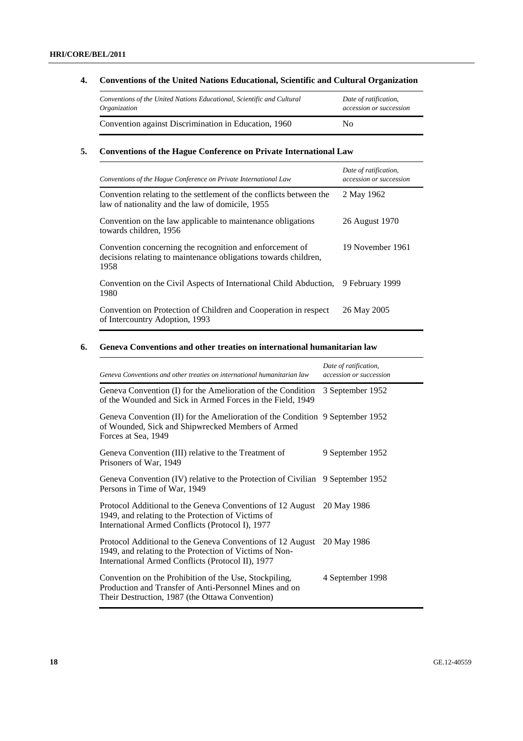## 4. Conventions of the United Nations Educational, Scientific and Cultural Organization

| *Conventions of the United Nations Educational, Scientific and Cultural Organization* | *Date of ratification, accession or succession* |
|---|---|
| Convention against Discrimination in Education, 1960 | No |

## 5. Conventions of the Hague Conference on Private International Law

| *Conventions of the Hague Conference on Private International Law* | *Date of ratification, accession or succession* |
|---|---|
| Convention relating to the settlement of the conflicts between the law of nationality and the law of domicile, 1955 | 2 May 1962 |
| Convention on the law applicable to maintenance obligations towards children, 1956 | 26 August 1970 |
| Convention concerning the recognition and enforcement of decisions relating to maintenance obligations towards children, 1958 | 19 November 1961 |
| Convention on the Civil Aspects of International Child Abduction, 1980 | 9 February 1999 |
| Convention on Protection of Children and Cooperation in respect of Intercountry Adoption, 1993 | 26 May 2005 |

## 6. Geneva Conventions and other treaties on international humanitarian law

| *Geneva Conventions and other treaties on international humanitarian law* | *Date of ratification, accession or succession* |
|---|---|
| Geneva Convention (I) for the Amelioration of the Condition of the Wounded and Sick in Armed Forces in the Field, 1949 | 3 September 1952 |
| Geneva Convention (II) for the Amelioration of the Condition of Wounded, Sick and Shipwrecked Members of Armed Forces at Sea, 1949 | 9 September 1952 |
| Geneva Convention (III) relative to the Treatment of Prisoners of War, 1949 | 9 September 1952 |
| Geneva Convention (IV) relative to the Protection of Civilian Persons in Time of War, 1949 | 9 September 1952 |
| Protocol Additional to the Geneva Conventions of 12 August 1949, and relating to the Protection of Victims of International Armed Conflicts (Protocol I), 1977 | 20 May 1986 |
| Protocol Additional to the Geneva Conventions of 12 August 1949, and relating to the Protection of Victims of Non-International Armed Conflicts (Protocol II), 1977 | 20 May 1986 |
| Convention on the Prohibition of the Use, Stockpiling, Production and Transfer of Anti-Personnel Mines and on Their Destruction, 1987 (the Ottawa Convention) | 4 September 1998 |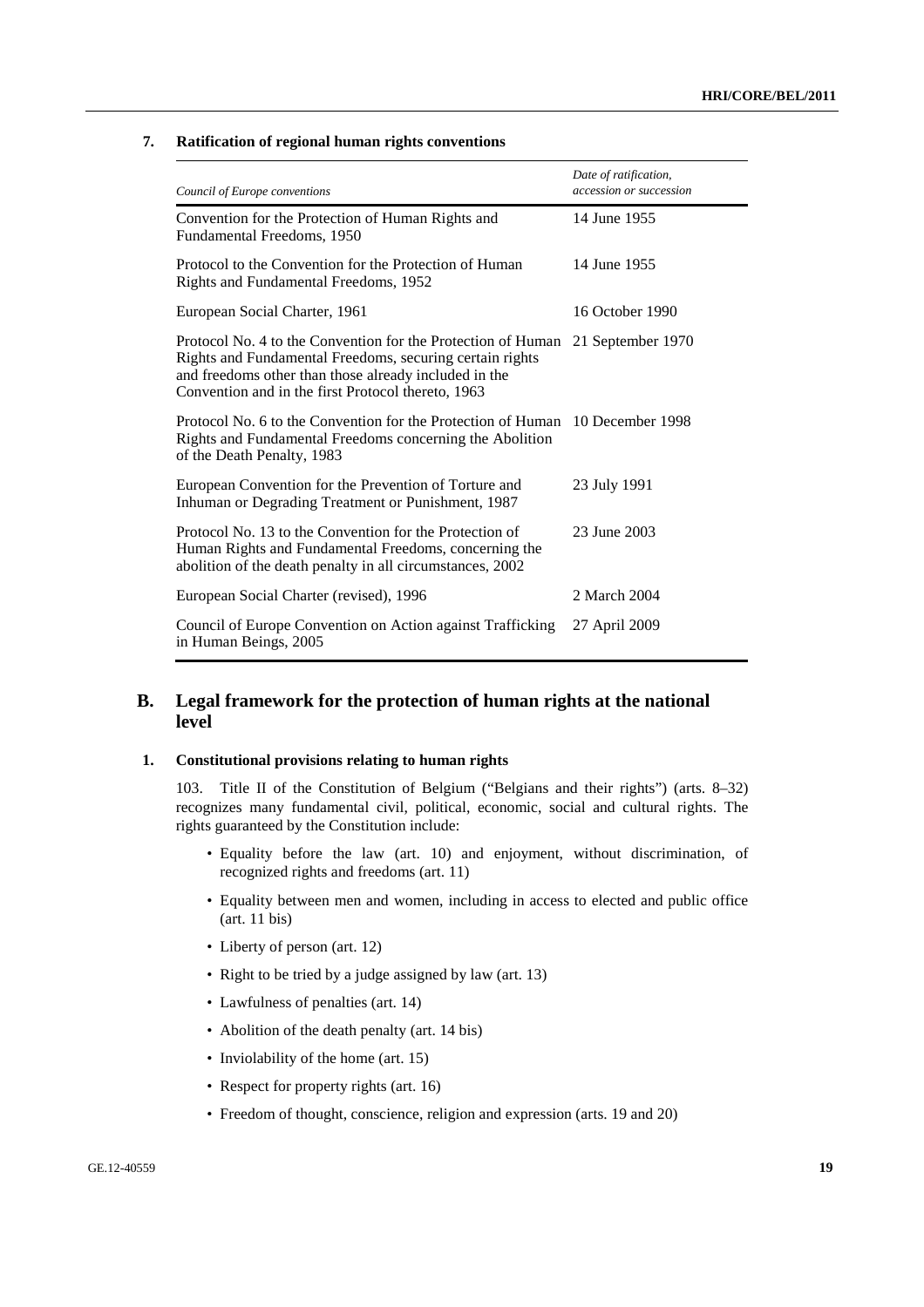### 7. Ratification of regional human rights conventions

| *Council of Europe conventions* | *Date of ratification, accession or succession* |
|---|---|
| Convention for the Protection of Human Rights and Fundamental Freedoms, 1950 | 14 June 1955 |
| Protocol to the Convention for the Protection of Human Rights and Fundamental Freedoms, 1952 | 14 June 1955 |
| European Social Charter, 1961 | 16 October 1990 |
| Protocol No. 4 to the Convention for the Protection of Human Rights and Fundamental Freedoms, securing certain rights and freedoms other than those already included in the Convention and in the first Protocol thereto, 1963 | 21 September 1970 |
| Protocol No. 6 to the Convention for the Protection of Human Rights and Fundamental Freedoms concerning the Abolition of the Death Penalty, 1983 | 10 December 1998 |
| European Convention for the Prevention of Torture and Inhuman or Degrading Treatment or Punishment, 1987 | 23 July 1991 |
| Protocol No. 13 to the Convention for the Protection of Human Rights and Fundamental Freedoms, concerning the abolition of the death penalty in all circumstances, 2002 | 23 June 2003 |
| European Social Charter (revised), 1996 | 2 March 2004 |
| Council of Europe Convention on Action against Trafficking in Human Beings, 2005 | 27 April 2009 |

## B. Legal framework for the protection of human rights at the national level

### 1. Constitutional provisions relating to human rights

103. Title II of the Constitution of Belgium ("Belgians and their rights") (arts. 8–32) recognizes many fundamental civil, political, economic, social and cultural rights. The rights guaranteed by the Constitution include:

- Equality before the law (art. 10) and enjoyment, without discrimination, of recognized rights and freedoms (art. 11)
- Equality between men and women, including in access to elected and public office (art. 11 bis)
- Liberty of person (art. 12)
- Right to be tried by a judge assigned by law (art. 13)
- Lawfulness of penalties (art. 14)
- Abolition of the death penalty (art. 14 bis)
- Inviolability of the home (art. 15)
- Respect for property rights (art. 16)
- Freedom of thought, conscience, religion and expression (arts. 19 and 20)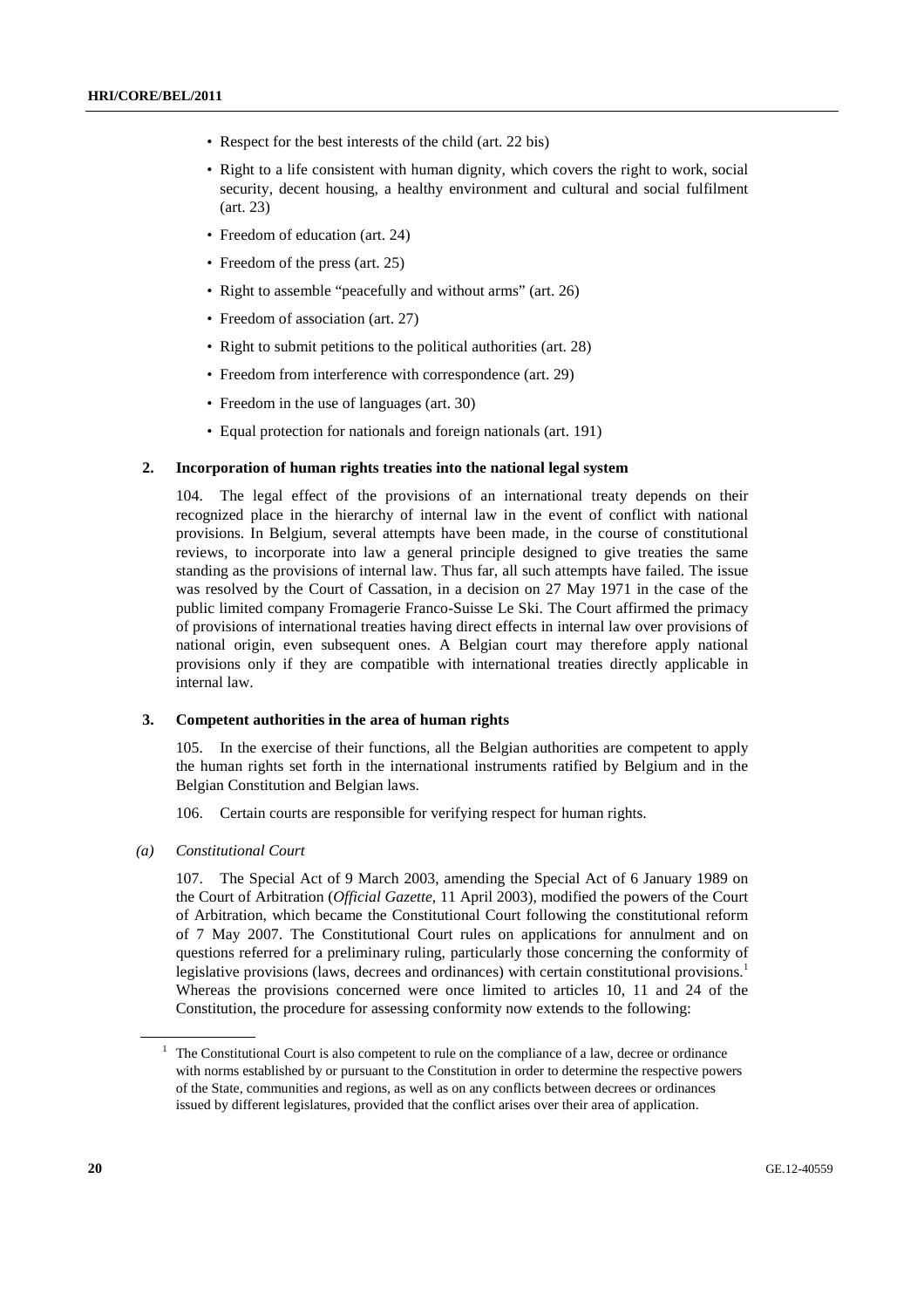- Respect for the best interests of the child (art. 22 bis)
- Right to a life consistent with human dignity, which covers the right to work, social security, decent housing, a healthy environment and cultural and social fulfilment (art. 23)
- Freedom of education (art. 24)
- Freedom of the press (art. 25)
- Right to assemble "peacefully and without arms" (art. 26)
- Freedom of association (art. 27)
- Right to submit petitions to the political authorities (art. 28)
- Freedom from interference with correspondence (art. 29)
- Freedom in the use of languages (art. 30)
- Equal protection for nationals and foreign nationals (art. 191)

### 2. Incorporation of human rights treaties into the national legal system

104. The legal effect of the provisions of an international treaty depends on their recognized place in the hierarchy of internal law in the event of conflict with national provisions. In Belgium, several attempts have been made, in the course of constitutional reviews, to incorporate into law a general principle designed to give treaties the same standing as the provisions of internal law. Thus far, all such attempts have failed. The issue was resolved by the Court of Cassation, in a decision on 27 May 1971 in the case of the public limited company Fromagerie Franco-Suisse Le Ski. The Court affirmed the primacy of provisions of international treaties having direct effects in internal law over provisions of national origin, even subsequent ones. A Belgian court may therefore apply national provisions only if they are compatible with international treaties directly applicable in internal law.

### 3. Competent authorities in the area of human rights

105. In the exercise of their functions, all the Belgian authorities are competent to apply the human rights set forth in the international instruments ratified by Belgium and in the Belgian Constitution and Belgian laws.

106. Certain courts are responsible for verifying respect for human rights.

#### *(a) Constitutional Court*

107. The Special Act of 9 March 2003, amending the Special Act of 6 January 1989 on the Court of Arbitration (*Official Gazette*, 11 April 2003), modified the powers of the Court of Arbitration, which became the Constitutional Court following the constitutional reform of 7 May 2007. The Constitutional Court rules on applications for annulment and on questions referred for a preliminary ruling, particularly those concerning the conformity of legislative provisions (laws, decrees and ordinances) with certain constitutional provisions.[1] Whereas the provisions concerned were once limited to articles 10, 11 and 24 of the Constitution, the procedure for assessing conformity now extends to the following:

[1] The Constitutional Court is also competent to rule on the compliance of a law, decree or ordinance with norms established by or pursuant to the Constitution in order to determine the respective powers of the State, communities and regions, as well as on any conflicts between decrees or ordinances issued by different legislatures, provided that the conflict arises over their area of application.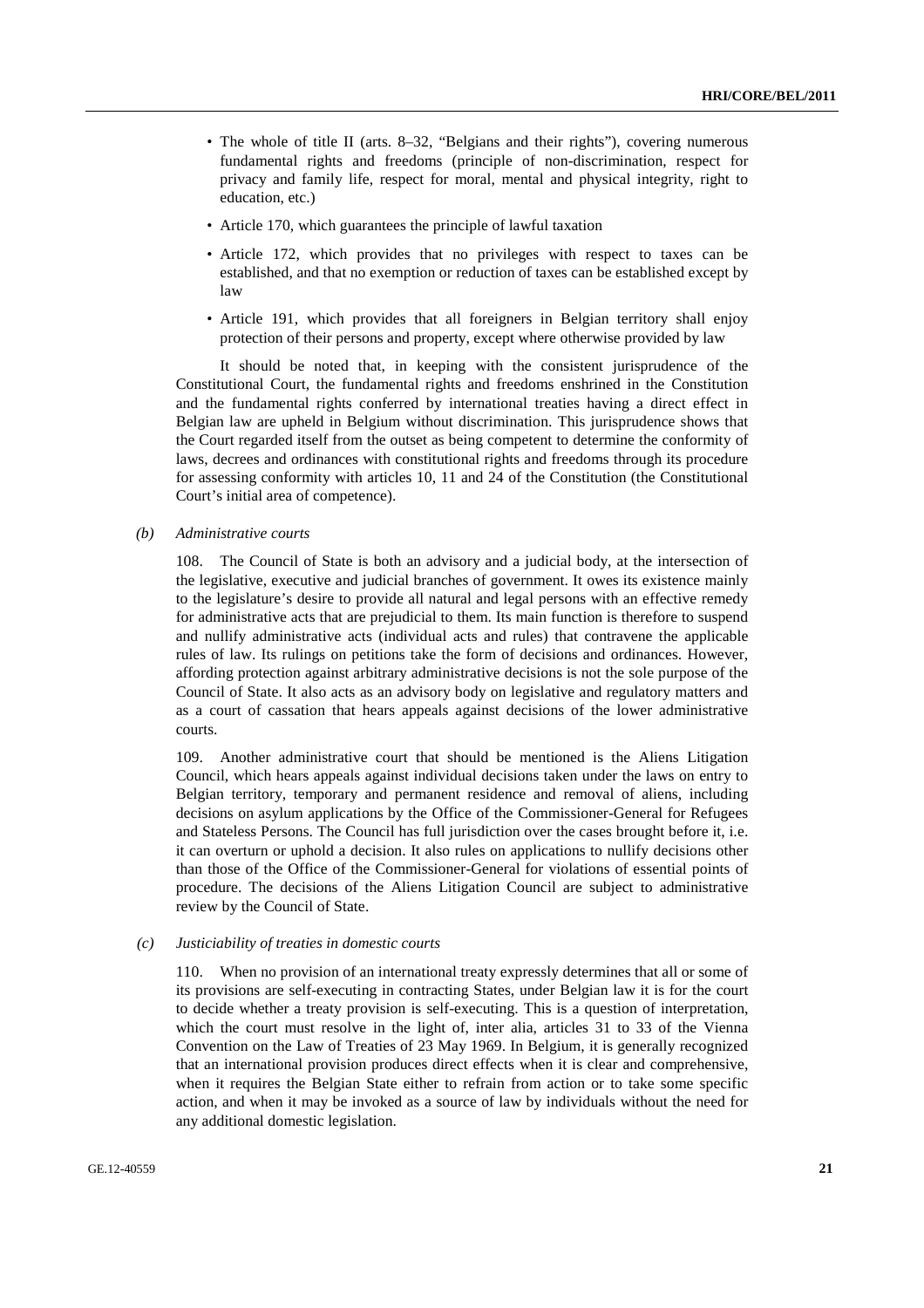- The whole of title II (arts. 8–32, "Belgians and their rights"), covering numerous fundamental rights and freedoms (principle of non-discrimination, respect for privacy and family life, respect for moral, mental and physical integrity, right to education, etc.)
- Article 170, which guarantees the principle of lawful taxation
- Article 172, which provides that no privileges with respect to taxes can be established, and that no exemption or reduction of taxes can be established except by law
- Article 191, which provides that all foreigners in Belgian territory shall enjoy protection of their persons and property, except where otherwise provided by law

It should be noted that, in keeping with the consistent jurisprudence of the Constitutional Court, the fundamental rights and freedoms enshrined in the Constitution and the fundamental rights conferred by international treaties having a direct effect in Belgian law are upheld in Belgium without discrimination. This jurisprudence shows that the Court regarded itself from the outset as being competent to determine the conformity of laws, decrees and ordinances with constitutional rights and freedoms through its procedure for assessing conformity with articles 10, 11 and 24 of the Constitution (the Constitutional Court's initial area of competence).

#### *(b) Administrative courts*

108. The Council of State is both an advisory and a judicial body, at the intersection of the legislative, executive and judicial branches of government. It owes its existence mainly to the legislature's desire to provide all natural and legal persons with an effective remedy for administrative acts that are prejudicial to them. Its main function is therefore to suspend and nullify administrative acts (individual acts and rules) that contravene the applicable rules of law. Its rulings on petitions take the form of decisions and ordinances. However, affording protection against arbitrary administrative decisions is not the sole purpose of the Council of State. It also acts as an advisory body on legislative and regulatory matters and as a court of cassation that hears appeals against decisions of the lower administrative courts.

109. Another administrative court that should be mentioned is the Aliens Litigation Council, which hears appeals against individual decisions taken under the laws on entry to Belgian territory, temporary and permanent residence and removal of aliens, including decisions on asylum applications by the Office of the Commissioner-General for Refugees and Stateless Persons. The Council has full jurisdiction over the cases brought before it, i.e. it can overturn or uphold a decision. It also rules on applications to nullify decisions other than those of the Office of the Commissioner-General for violations of essential points of procedure. The decisions of the Aliens Litigation Council are subject to administrative review by the Council of State.

#### *(c) Justiciability of treaties in domestic courts*

110. When no provision of an international treaty expressly determines that all or some of its provisions are self-executing in contracting States, under Belgian law it is for the court to decide whether a treaty provision is self-executing. This is a question of interpretation, which the court must resolve in the light of, inter alia, articles 31 to 33 of the Vienna Convention on the Law of Treaties of 23 May 1969. In Belgium, it is generally recognized that an international provision produces direct effects when it is clear and comprehensive, when it requires the Belgian State either to refrain from action or to take some specific action, and when it may be invoked as a source of law by individuals without the need for any additional domestic legislation.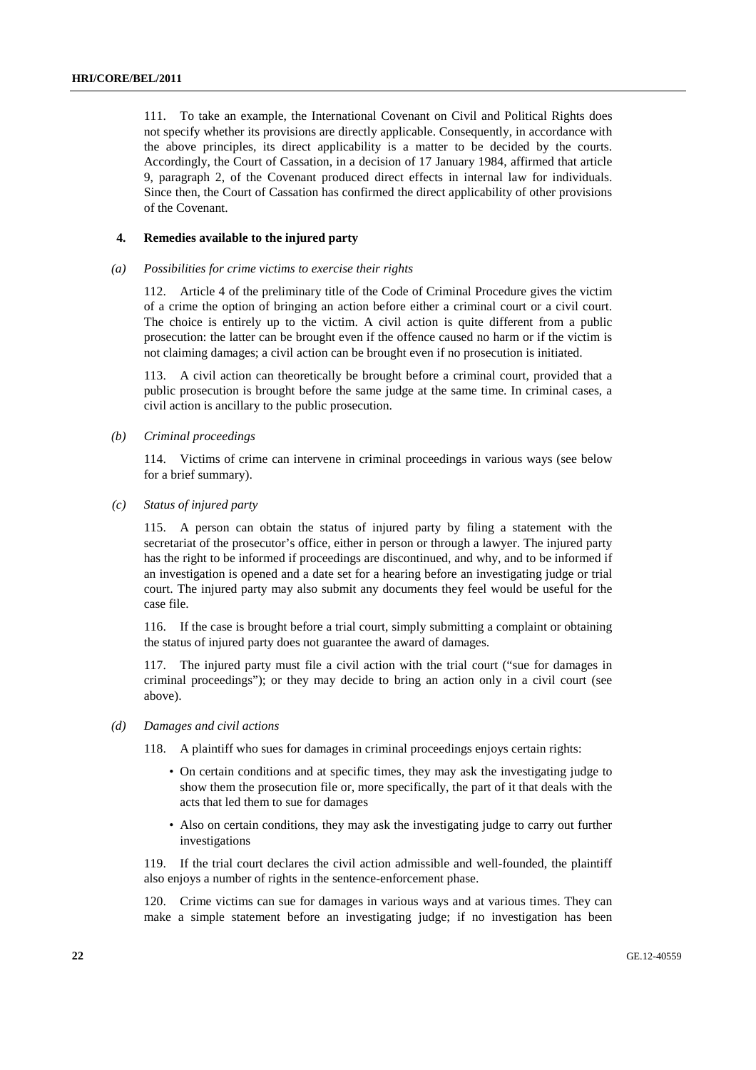111. To take an example, the International Covenant on Civil and Political Rights does not specify whether its provisions are directly applicable. Consequently, in accordance with the above principles, its direct applicability is a matter to be decided by the courts. Accordingly, the Court of Cassation, in a decision of 17 January 1984, affirmed that article 9, paragraph 2, of the Covenant produced direct effects in internal law for individuals. Since then, the Court of Cassation has confirmed the direct applicability of other provisions of the Covenant.

### 4. Remedies available to the injured party

#### *(a) Possibilities for crime victims to exercise their rights*

112. Article 4 of the preliminary title of the Code of Criminal Procedure gives the victim of a crime the option of bringing an action before either a criminal court or a civil court. The choice is entirely up to the victim. A civil action is quite different from a public prosecution: the latter can be brought even if the offence caused no harm or if the victim is not claiming damages; a civil action can be brought even if no prosecution is initiated.

113. A civil action can theoretically be brought before a criminal court, provided that a public prosecution is brought before the same judge at the same time. In criminal cases, a civil action is ancillary to the public prosecution.

#### *(b) Criminal proceedings*

114. Victims of crime can intervene in criminal proceedings in various ways (see below for a brief summary).

#### *(c) Status of injured party*

115. A person can obtain the status of injured party by filing a statement with the secretariat of the prosecutor's office, either in person or through a lawyer. The injured party has the right to be informed if proceedings are discontinued, and why, and to be informed if an investigation is opened and a date set for a hearing before an investigating judge or trial court. The injured party may also submit any documents they feel would be useful for the case file.

116. If the case is brought before a trial court, simply submitting a complaint or obtaining the status of injured party does not guarantee the award of damages.

117. The injured party must file a civil action with the trial court ("sue for damages in criminal proceedings"); or they may decide to bring an action only in a civil court (see above).

#### *(d) Damages and civil actions*

118. A plaintiff who sues for damages in criminal proceedings enjoys certain rights:

- On certain conditions and at specific times, they may ask the investigating judge to show them the prosecution file or, more specifically, the part of it that deals with the acts that led them to sue for damages
- Also on certain conditions, they may ask the investigating judge to carry out further investigations

119. If the trial court declares the civil action admissible and well-founded, the plaintiff also enjoys a number of rights in the sentence-enforcement phase.

120. Crime victims can sue for damages in various ways and at various times. They can make a simple statement before an investigating judge; if no investigation has been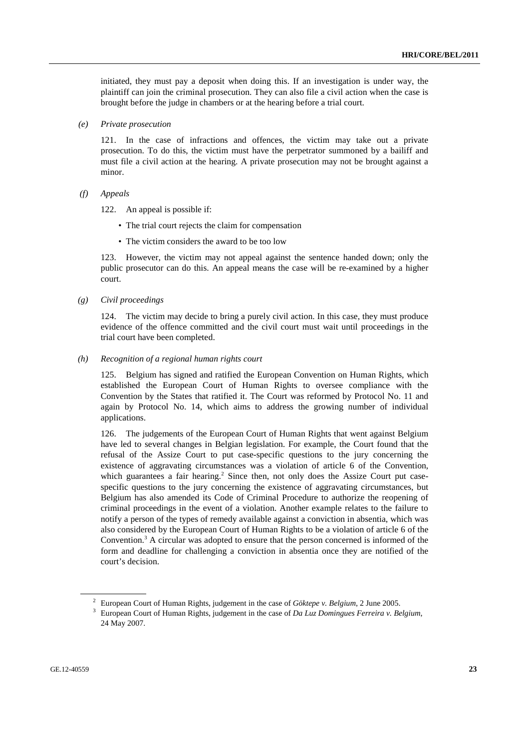initiated, they must pay a deposit when doing this. If an investigation is under way, the plaintiff can join the criminal prosecution. They can also file a civil action when the case is brought before the judge in chambers or at the hearing before a trial court.

*(e) Private prosecution*

121. In the case of infractions and offences, the victim may take out a private prosecution. To do this, the victim must have the perpetrator summoned by a bailiff and must file a civil action at the hearing. A private prosecution may not be brought against a minor.

*(f) Appeals*

122. An appeal is possible if:

- The trial court rejects the claim for compensation
- The victim considers the award to be too low

123. However, the victim may not appeal against the sentence handed down; only the public prosecutor can do this. An appeal means the case will be re-examined by a higher court.

*(g) Civil proceedings*

124. The victim may decide to bring a purely civil action. In this case, they must produce evidence of the offence committed and the civil court must wait until proceedings in the trial court have been completed.

*(h) Recognition of a regional human rights court*

125. Belgium has signed and ratified the European Convention on Human Rights, which established the European Court of Human Rights to oversee compliance with the Convention by the States that ratified it. The Court was reformed by Protocol No. 11 and again by Protocol No. 14, which aims to address the growing number of individual applications.

126. The judgements of the European Court of Human Rights that went against Belgium have led to several changes in Belgian legislation. For example, the Court found that the refusal of the Assize Court to put case-specific questions to the jury concerning the existence of aggravating circumstances was a violation of article 6 of the Convention, which guarantees a fair hearing.[2] Since then, not only does the Assize Court put case-specific questions to the jury concerning the existence of aggravating circumstances, but Belgium has also amended its Code of Criminal Procedure to authorize the reopening of criminal proceedings in the event of a violation. Another example relates to the failure to notify a person of the types of remedy available against a conviction in absentia, which was also considered by the European Court of Human Rights to be a violation of article 6 of the Convention.[3] A circular was adopted to ensure that the person concerned is informed of the form and deadline for challenging a conviction in absentia once they are notified of the court's decision.

---

[2] European Court of Human Rights, judgement in the case of *Göktepe v. Belgium*, 2 June 2005.

[3] European Court of Human Rights, judgement in the case of *Da Luz Domingues Ferreira v. Belgium*, 24 May 2007.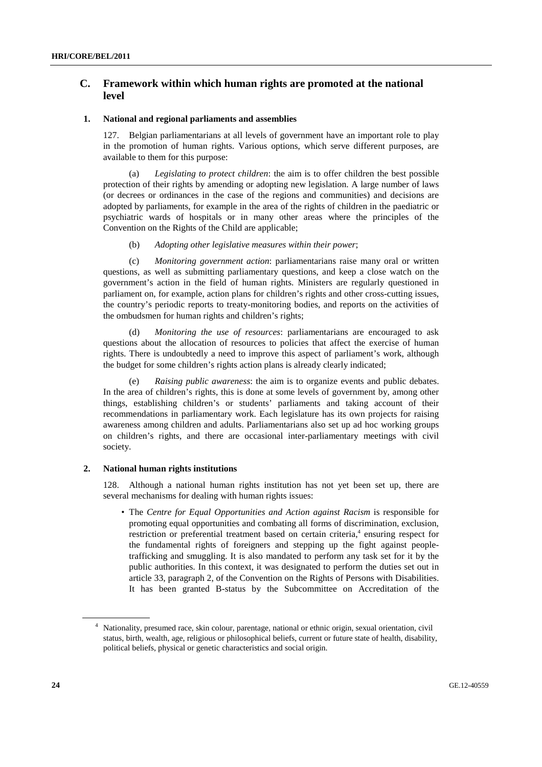## C. Framework within which human rights are promoted at the national level

### 1. National and regional parliaments and assemblies

127. Belgian parliamentarians at all levels of government have an important role to play in the promotion of human rights. Various options, which serve different purposes, are available to them for this purpose:

(a) *Legislating to protect children*: the aim is to offer children the best possible protection of their rights by amending or adopting new legislation. A large number of laws (or decrees or ordinances in the case of the regions and communities) and decisions are adopted by parliaments, for example in the area of the rights of children in the paediatric or psychiatric wards of hospitals or in many other areas where the principles of the Convention on the Rights of the Child are applicable;

(b) *Adopting other legislative measures within their power*;

(c) *Monitoring government action*: parliamentarians raise many oral or written questions, as well as submitting parliamentary questions, and keep a close watch on the government's action in the field of human rights. Ministers are regularly questioned in parliament on, for example, action plans for children's rights and other cross-cutting issues, the country's periodic reports to treaty-monitoring bodies, and reports on the activities of the ombudsmen for human rights and children's rights;

(d) *Monitoring the use of resources*: parliamentarians are encouraged to ask questions about the allocation of resources to policies that affect the exercise of human rights. There is undoubtedly a need to improve this aspect of parliament's work, although the budget for some children's rights action plans is already clearly indicated;

(e) *Raising public awareness*: the aim is to organize events and public debates. In the area of children's rights, this is done at some levels of government by, among other things, establishing children's or students' parliaments and taking account of their recommendations in parliamentary work. Each legislature has its own projects for raising awareness among children and adults. Parliamentarians also set up ad hoc working groups on children's rights, and there are occasional inter-parliamentary meetings with civil society.

### 2. National human rights institutions

128. Although a national human rights institution has not yet been set up, there are several mechanisms for dealing with human rights issues:

- The *Centre for Equal Opportunities and Action against Racism* is responsible for promoting equal opportunities and combating all forms of discrimination, exclusion, restriction or preferential treatment based on certain criteria,[4] ensuring respect for the fundamental rights of foreigners and stepping up the fight against people-trafficking and smuggling. It is also mandated to perform any task set for it by the public authorities. In this context, it was designated to perform the duties set out in article 33, paragraph 2, of the Convention on the Rights of Persons with Disabilities. It has been granted B-status by the Subcommittee on Accreditation of the

[4] Nationality, presumed race, skin colour, parentage, national or ethnic origin, sexual orientation, civil status, birth, wealth, age, religious or philosophical beliefs, current or future state of health, disability, political beliefs, physical or genetic characteristics and social origin.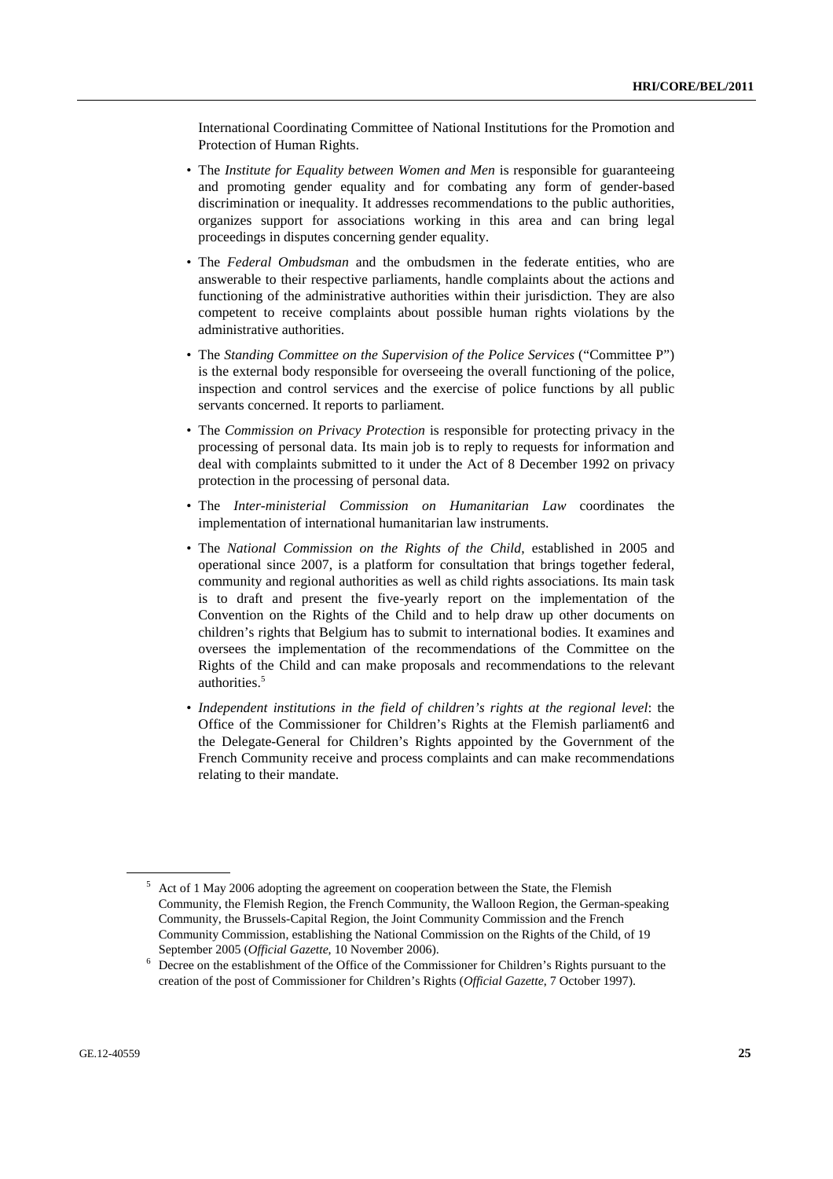International Coordinating Committee of National Institutions for the Promotion and Protection of Human Rights.

- The *Institute for Equality between Women and Men* is responsible for guaranteeing and promoting gender equality and for combating any form of gender-based discrimination or inequality. It addresses recommendations to the public authorities, organizes support for associations working in this area and can bring legal proceedings in disputes concerning gender equality.
- The *Federal Ombudsman* and the ombudsmen in the federate entities, who are answerable to their respective parliaments, handle complaints about the actions and functioning of the administrative authorities within their jurisdiction. They are also competent to receive complaints about possible human rights violations by the administrative authorities.
- The *Standing Committee on the Supervision of the Police Services* ("Committee P") is the external body responsible for overseeing the overall functioning of the police, inspection and control services and the exercise of police functions by all public servants concerned. It reports to parliament.
- The *Commission on Privacy Protection* is responsible for protecting privacy in the processing of personal data. Its main job is to reply to requests for information and deal with complaints submitted to it under the Act of 8 December 1992 on privacy protection in the processing of personal data.
- The *Inter-ministerial Commission on Humanitarian Law* coordinates the implementation of international humanitarian law instruments.
- The *National Commission on the Rights of the Child*, established in 2005 and operational since 2007, is a platform for consultation that brings together federal, community and regional authorities as well as child rights associations. Its main task is to draft and present the five-yearly report on the implementation of the Convention on the Rights of the Child and to help draw up other documents on children's rights that Belgium has to submit to international bodies. It examines and oversees the implementation of the recommendations of the Committee on the Rights of the Child and can make proposals and recommendations to the relevant authorities.[5]
- *Independent institutions in the field of children's rights at the regional level*: the Office of the Commissioner for Children's Rights at the Flemish parliament6 and the Delegate-General for Children's Rights appointed by the Government of the French Community receive and process complaints and can make recommendations relating to their mandate.

---

[5] Act of 1 May 2006 adopting the agreement on cooperation between the State, the Flemish Community, the Flemish Region, the French Community, the Walloon Region, the German-speaking Community, the Brussels-Capital Region, the Joint Community Commission and the French Community Commission, establishing the National Commission on the Rights of the Child, of 19 September 2005 (*Official Gazette*, 10 November 2006).

[6] Decree on the establishment of the Office of the Commissioner for Children's Rights pursuant to the creation of the post of Commissioner for Children's Rights (*Official Gazette*, 7 October 1997).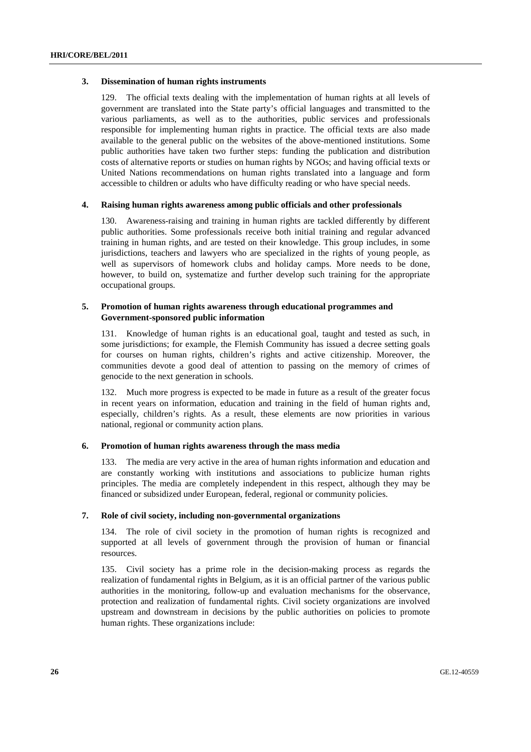### 3. Dissemination of human rights instruments

129. The official texts dealing with the implementation of human rights at all levels of government are translated into the State party's official languages and transmitted to the various parliaments, as well as to the authorities, public services and professionals responsible for implementing human rights in practice. The official texts are also made available to the general public on the websites of the above-mentioned institutions. Some public authorities have taken two further steps: funding the publication and distribution costs of alternative reports or studies on human rights by NGOs; and having official texts or United Nations recommendations on human rights translated into a language and form accessible to children or adults who have difficulty reading or who have special needs.

### 4. Raising human rights awareness among public officials and other professionals

130. Awareness-raising and training in human rights are tackled differently by different public authorities. Some professionals receive both initial training and regular advanced training in human rights, and are tested on their knowledge. This group includes, in some jurisdictions, teachers and lawyers who are specialized in the rights of young people, as well as supervisors of homework clubs and holiday camps. More needs to be done, however, to build on, systematize and further develop such training for the appropriate occupational groups.

### 5. Promotion of human rights awareness through educational programmes and Government-sponsored public information

131. Knowledge of human rights is an educational goal, taught and tested as such, in some jurisdictions; for example, the Flemish Community has issued a decree setting goals for courses on human rights, children's rights and active citizenship. Moreover, the communities devote a good deal of attention to passing on the memory of crimes of genocide to the next generation in schools.

132. Much more progress is expected to be made in future as a result of the greater focus in recent years on information, education and training in the field of human rights and, especially, children's rights. As a result, these elements are now priorities in various national, regional or community action plans.

### 6. Promotion of human rights awareness through the mass media

133. The media are very active in the area of human rights information and education and are constantly working with institutions and associations to publicize human rights principles. The media are completely independent in this respect, although they may be financed or subsidized under European, federal, regional or community policies.

### 7. Role of civil society, including non-governmental organizations

134. The role of civil society in the promotion of human rights is recognized and supported at all levels of government through the provision of human or financial resources.

135. Civil society has a prime role in the decision-making process as regards the realization of fundamental rights in Belgium, as it is an official partner of the various public authorities in the monitoring, follow-up and evaluation mechanisms for the observance, protection and realization of fundamental rights. Civil society organizations are involved upstream and downstream in decisions by the public authorities on policies to promote human rights. These organizations include: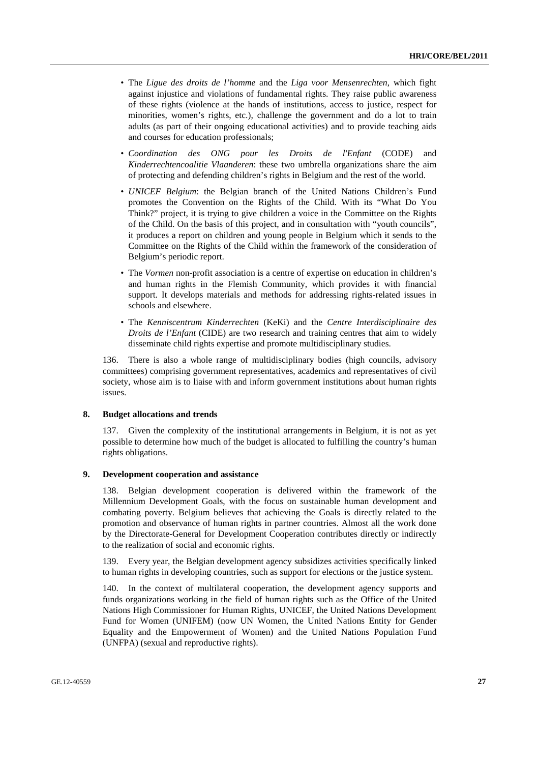- The *Ligue des droits de l'homme* and the *Liga voor Mensenrechten*, which fight against injustice and violations of fundamental rights. They raise public awareness of these rights (violence at the hands of institutions, access to justice, respect for minorities, women's rights, etc.), challenge the government and do a lot to train adults (as part of their ongoing educational activities) and to provide teaching aids and courses for education professionals;
- *Coordination des ONG pour les Droits de l'Enfant* (CODE) and *Kinderrechtencoalitie Vlaanderen*: these two umbrella organizations share the aim of protecting and defending children's rights in Belgium and the rest of the world.
- *UNICEF Belgium*: the Belgian branch of the United Nations Children's Fund promotes the Convention on the Rights of the Child. With its "What Do You Think?" project, it is trying to give children a voice in the Committee on the Rights of the Child. On the basis of this project, and in consultation with "youth councils", it produces a report on children and young people in Belgium which it sends to the Committee on the Rights of the Child within the framework of the consideration of Belgium's periodic report.
- The *Vormen* non-profit association is a centre of expertise on education in children's and human rights in the Flemish Community, which provides it with financial support. It develops materials and methods for addressing rights-related issues in schools and elsewhere.
- The *Kenniscentrum Kinderrechten* (KeKi) and the *Centre Interdisciplinaire des Droits de l'Enfant* (CIDE) are two research and training centres that aim to widely disseminate child rights expertise and promote multidisciplinary studies.

136. There is also a whole range of multidisciplinary bodies (high councils, advisory committees) comprising government representatives, academics and representatives of civil society, whose aim is to liaise with and inform government institutions about human rights issues.

### 8. Budget allocations and trends

137. Given the complexity of the institutional arrangements in Belgium, it is not as yet possible to determine how much of the budget is allocated to fulfilling the country's human rights obligations.

### 9. Development cooperation and assistance

138. Belgian development cooperation is delivered within the framework of the Millennium Development Goals, with the focus on sustainable human development and combating poverty. Belgium believes that achieving the Goals is directly related to the promotion and observance of human rights in partner countries. Almost all the work done by the Directorate-General for Development Cooperation contributes directly or indirectly to the realization of social and economic rights.

139. Every year, the Belgian development agency subsidizes activities specifically linked to human rights in developing countries, such as support for elections or the justice system.

140. In the context of multilateral cooperation, the development agency supports and funds organizations working in the field of human rights such as the Office of the United Nations High Commissioner for Human Rights, UNICEF, the United Nations Development Fund for Women (UNIFEM) (now UN Women, the United Nations Entity for Gender Equality and the Empowerment of Women) and the United Nations Population Fund (UNFPA) (sexual and reproductive rights).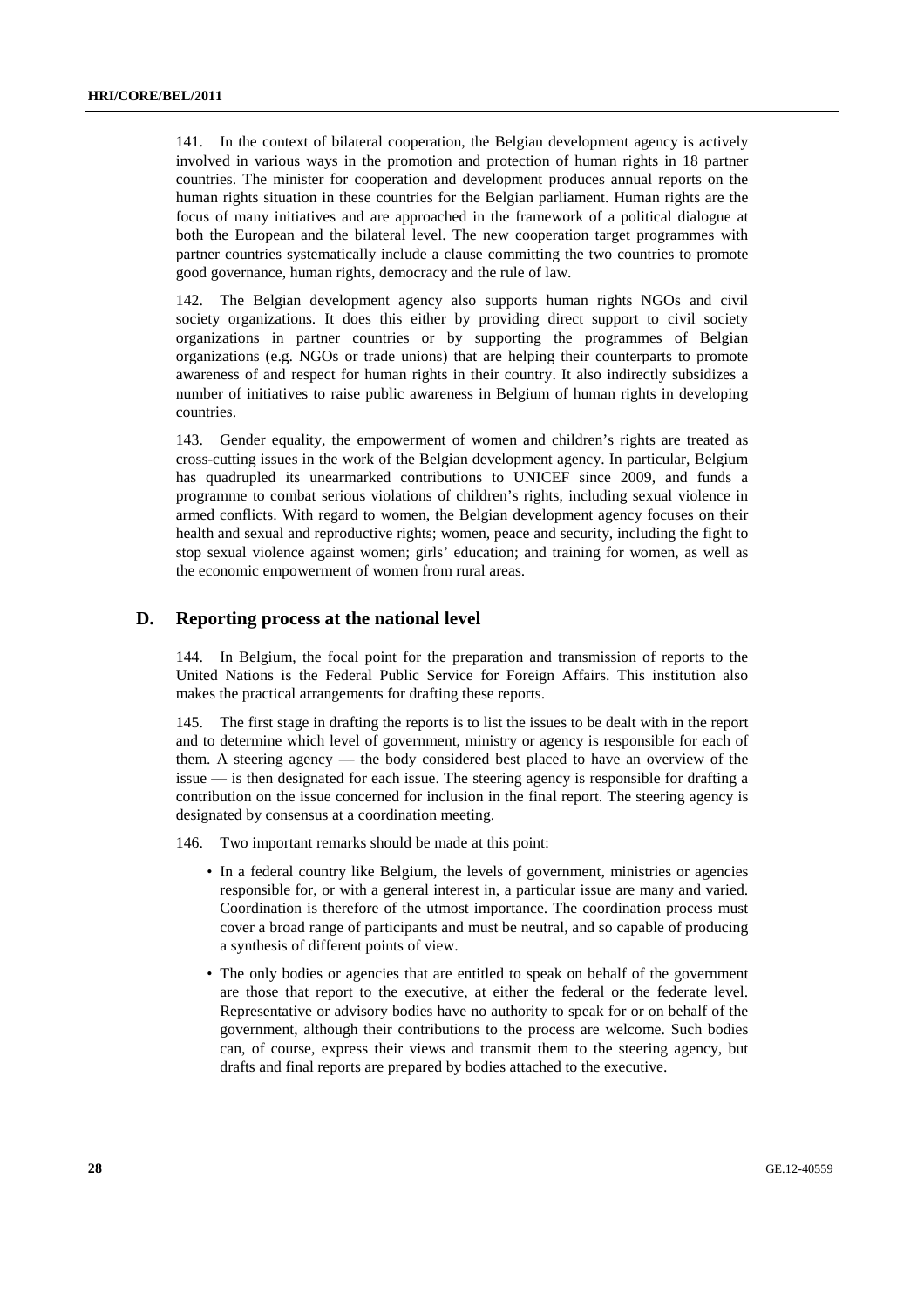141. In the context of bilateral cooperation, the Belgian development agency is actively involved in various ways in the promotion and protection of human rights in 18 partner countries. The minister for cooperation and development produces annual reports on the human rights situation in these countries for the Belgian parliament. Human rights are the focus of many initiatives and are approached in the framework of a political dialogue at both the European and the bilateral level. The new cooperation target programmes with partner countries systematically include a clause committing the two countries to promote good governance, human rights, democracy and the rule of law.

142. The Belgian development agency also supports human rights NGOs and civil society organizations. It does this either by providing direct support to civil society organizations in partner countries or by supporting the programmes of Belgian organizations (e.g. NGOs or trade unions) that are helping their counterparts to promote awareness of and respect for human rights in their country. It also indirectly subsidizes a number of initiatives to raise public awareness in Belgium of human rights in developing countries.

143. Gender equality, the empowerment of women and children's rights are treated as cross-cutting issues in the work of the Belgian development agency. In particular, Belgium has quadrupled its unearmarked contributions to UNICEF since 2009, and funds a programme to combat serious violations of children's rights, including sexual violence in armed conflicts. With regard to women, the Belgian development agency focuses on their health and sexual and reproductive rights; women, peace and security, including the fight to stop sexual violence against women; girls' education; and training for women, as well as the economic empowerment of women from rural areas.

## D. Reporting process at the national level

144. In Belgium, the focal point for the preparation and transmission of reports to the United Nations is the Federal Public Service for Foreign Affairs. This institution also makes the practical arrangements for drafting these reports.

145. The first stage in drafting the reports is to list the issues to be dealt with in the report and to determine which level of government, ministry or agency is responsible for each of them. A steering agency — the body considered best placed to have an overview of the issue — is then designated for each issue. The steering agency is responsible for drafting a contribution on the issue concerned for inclusion in the final report. The steering agency is designated by consensus at a coordination meeting.

146. Two important remarks should be made at this point:

- In a federal country like Belgium, the levels of government, ministries or agencies responsible for, or with a general interest in, a particular issue are many and varied. Coordination is therefore of the utmost importance. The coordination process must cover a broad range of participants and must be neutral, and so capable of producing a synthesis of different points of view.
- The only bodies or agencies that are entitled to speak on behalf of the government are those that report to the executive, at either the federal or the federate level. Representative or advisory bodies have no authority to speak for or on behalf of the government, although their contributions to the process are welcome. Such bodies can, of course, express their views and transmit them to the steering agency, but drafts and final reports are prepared by bodies attached to the executive.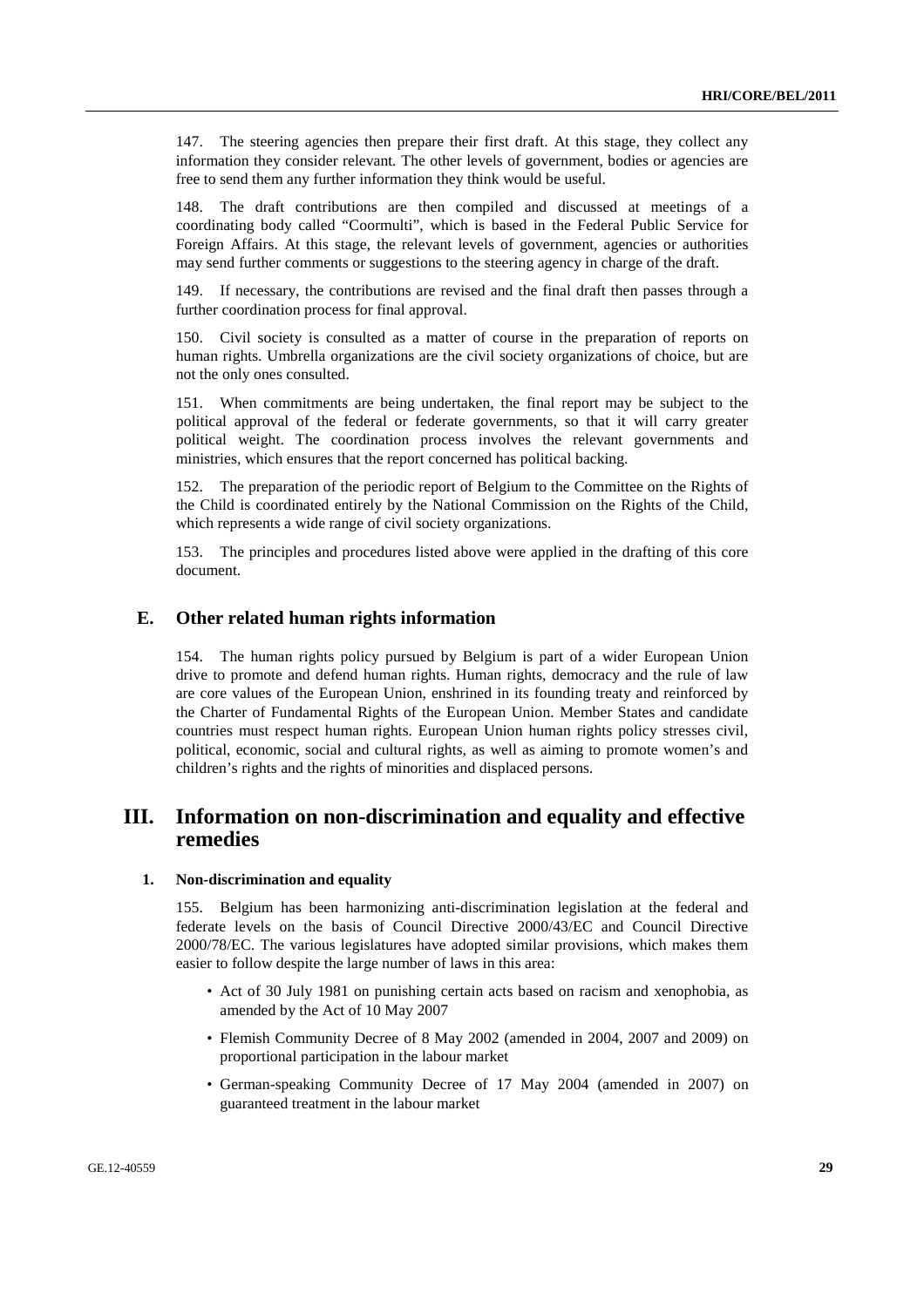147. The steering agencies then prepare their first draft. At this stage, they collect any information they consider relevant. The other levels of government, bodies or agencies are free to send them any further information they think would be useful.

148. The draft contributions are then compiled and discussed at meetings of a coordinating body called "Coormulti", which is based in the Federal Public Service for Foreign Affairs. At this stage, the relevant levels of government, agencies or authorities may send further comments or suggestions to the steering agency in charge of the draft.

149. If necessary, the contributions are revised and the final draft then passes through a further coordination process for final approval.

150. Civil society is consulted as a matter of course in the preparation of reports on human rights. Umbrella organizations are the civil society organizations of choice, but are not the only ones consulted.

151. When commitments are being undertaken, the final report may be subject to the political approval of the federal or federate governments, so that it will carry greater political weight. The coordination process involves the relevant governments and ministries, which ensures that the report concerned has political backing.

152. The preparation of the periodic report of Belgium to the Committee on the Rights of the Child is coordinated entirely by the National Commission on the Rights of the Child, which represents a wide range of civil society organizations.

153. The principles and procedures listed above were applied in the drafting of this core document.

## E. Other related human rights information

154. The human rights policy pursued by Belgium is part of a wider European Union drive to promote and defend human rights. Human rights, democracy and the rule of law are core values of the European Union, enshrined in its founding treaty and reinforced by the Charter of Fundamental Rights of the European Union. Member States and candidate countries must respect human rights. European Union human rights policy stresses civil, political, economic, social and cultural rights, as well as aiming to promote women's and children's rights and the rights of minorities and displaced persons.

# III. Information on non-discrimination and equality and effective remedies

### 1. Non-discrimination and equality

155. Belgium has been harmonizing anti-discrimination legislation at the federal and federate levels on the basis of Council Directive 2000/43/EC and Council Directive 2000/78/EC. The various legislatures have adopted similar provisions, which makes them easier to follow despite the large number of laws in this area:

- Act of 30 July 1981 on punishing certain acts based on racism and xenophobia, as amended by the Act of 10 May 2007
- Flemish Community Decree of 8 May 2002 (amended in 2004, 2007 and 2009) on proportional participation in the labour market
- German-speaking Community Decree of 17 May 2004 (amended in 2007) on guaranteed treatment in the labour market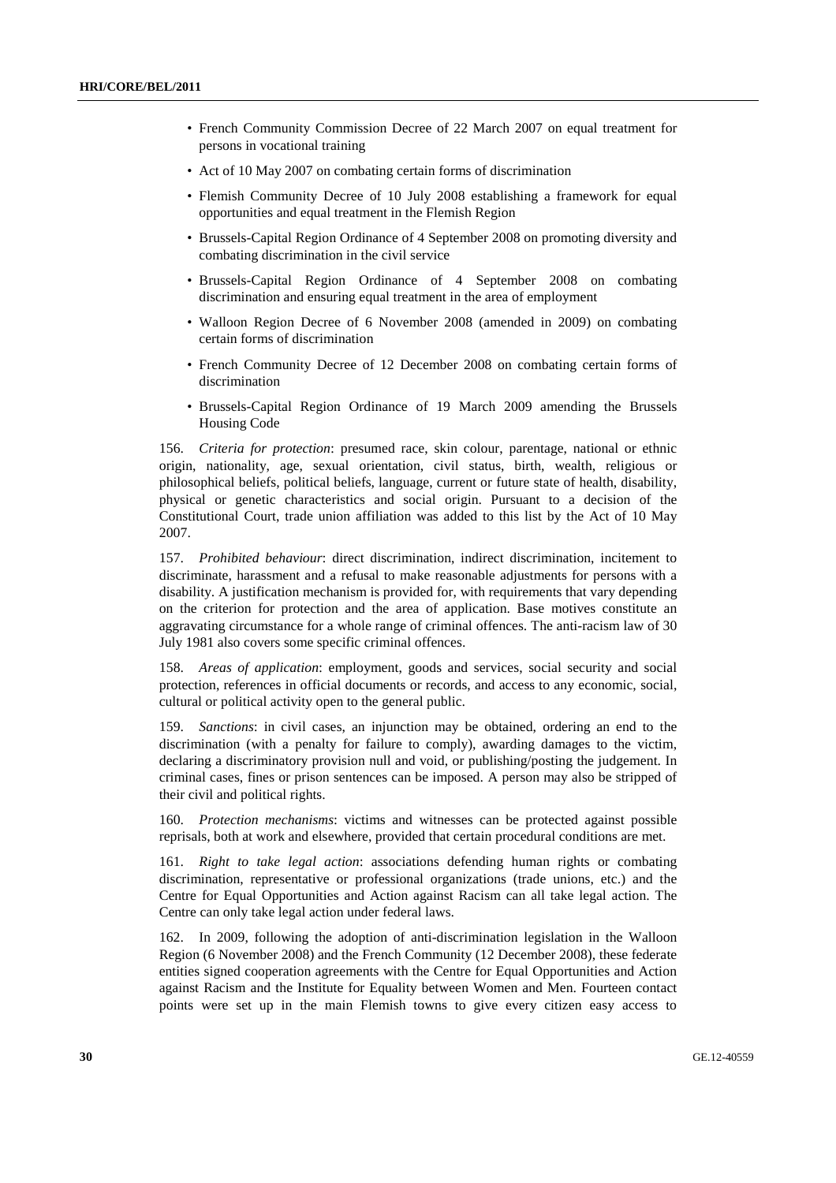- French Community Commission Decree of 22 March 2007 on equal treatment for persons in vocational training
- Act of 10 May 2007 on combating certain forms of discrimination
- Flemish Community Decree of 10 July 2008 establishing a framework for equal opportunities and equal treatment in the Flemish Region
- Brussels-Capital Region Ordinance of 4 September 2008 on promoting diversity and combating discrimination in the civil service
- Brussels-Capital Region Ordinance of 4 September 2008 on combating discrimination and ensuring equal treatment in the area of employment
- Walloon Region Decree of 6 November 2008 (amended in 2009) on combating certain forms of discrimination
- French Community Decree of 12 December 2008 on combating certain forms of discrimination
- Brussels-Capital Region Ordinance of 19 March 2009 amending the Brussels Housing Code

156. *Criteria for protection*: presumed race, skin colour, parentage, national or ethnic origin, nationality, age, sexual orientation, civil status, birth, wealth, religious or philosophical beliefs, political beliefs, language, current or future state of health, disability, physical or genetic characteristics and social origin. Pursuant to a decision of the Constitutional Court, trade union affiliation was added to this list by the Act of 10 May 2007.

157. *Prohibited behaviour*: direct discrimination, indirect discrimination, incitement to discriminate, harassment and a refusal to make reasonable adjustments for persons with a disability. A justification mechanism is provided for, with requirements that vary depending on the criterion for protection and the area of application. Base motives constitute an aggravating circumstance for a whole range of criminal offences. The anti-racism law of 30 July 1981 also covers some specific criminal offences.

158. *Areas of application*: employment, goods and services, social security and social protection, references in official documents or records, and access to any economic, social, cultural or political activity open to the general public.

159. *Sanctions*: in civil cases, an injunction may be obtained, ordering an end to the discrimination (with a penalty for failure to comply), awarding damages to the victim, declaring a discriminatory provision null and void, or publishing/posting the judgement. In criminal cases, fines or prison sentences can be imposed. A person may also be stripped of their civil and political rights.

160. *Protection mechanisms*: victims and witnesses can be protected against possible reprisals, both at work and elsewhere, provided that certain procedural conditions are met.

161. *Right to take legal action*: associations defending human rights or combating discrimination, representative or professional organizations (trade unions, etc.) and the Centre for Equal Opportunities and Action against Racism can all take legal action. The Centre can only take legal action under federal laws.

162. In 2009, following the adoption of anti-discrimination legislation in the Walloon Region (6 November 2008) and the French Community (12 December 2008), these federate entities signed cooperation agreements with the Centre for Equal Opportunities and Action against Racism and the Institute for Equality between Women and Men. Fourteen contact points were set up in the main Flemish towns to give every citizen easy access to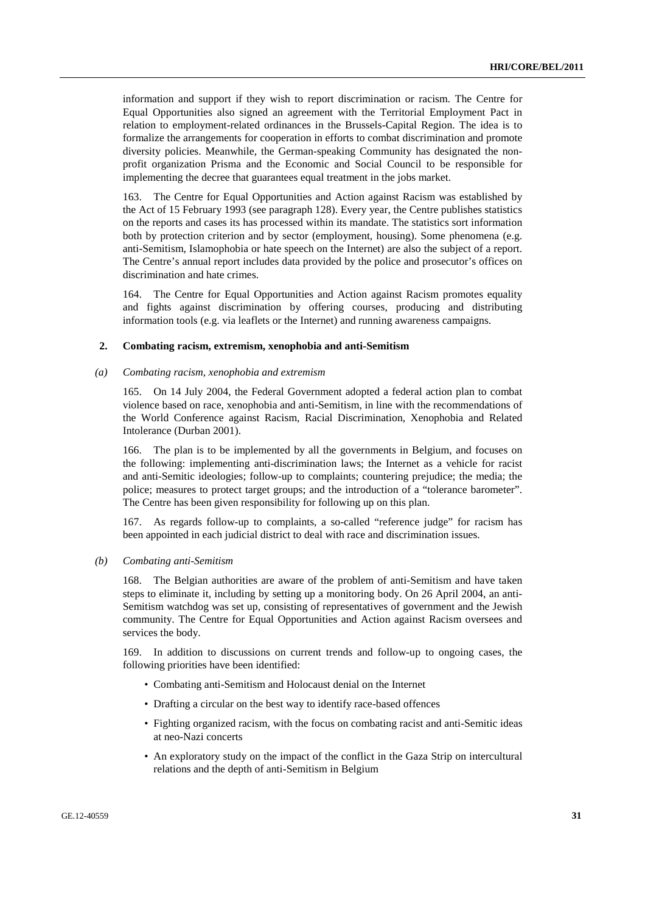information and support if they wish to report discrimination or racism. The Centre for Equal Opportunities also signed an agreement with the Territorial Employment Pact in relation to employment-related ordinances in the Brussels-Capital Region. The idea is to formalize the arrangements for cooperation in efforts to combat discrimination and promote diversity policies. Meanwhile, the German-speaking Community has designated the non-profit organization Prisma and the Economic and Social Council to be responsible for implementing the decree that guarantees equal treatment in the jobs market.

163. The Centre for Equal Opportunities and Action against Racism was established by the Act of 15 February 1993 (see paragraph 128). Every year, the Centre publishes statistics on the reports and cases its has processed within its mandate. The statistics sort information both by protection criterion and by sector (employment, housing). Some phenomena (e.g. anti-Semitism, Islamophobia or hate speech on the Internet) are also the subject of a report. The Centre's annual report includes data provided by the police and prosecutor's offices on discrimination and hate crimes.

164. The Centre for Equal Opportunities and Action against Racism promotes equality and fights against discrimination by offering courses, producing and distributing information tools (e.g. via leaflets or the Internet) and running awareness campaigns.

## 2. Combating racism, extremism, xenophobia and anti-Semitism

### *(a) Combating racism, xenophobia and extremism*

165. On 14 July 2004, the Federal Government adopted a federal action plan to combat violence based on race, xenophobia and anti-Semitism, in line with the recommendations of the World Conference against Racism, Racial Discrimination, Xenophobia and Related Intolerance (Durban 2001).

166. The plan is to be implemented by all the governments in Belgium, and focuses on the following: implementing anti-discrimination laws; the Internet as a vehicle for racist and anti-Semitic ideologies; follow-up to complaints; countering prejudice; the media; the police; measures to protect target groups; and the introduction of a "tolerance barometer". The Centre has been given responsibility for following up on this plan.

167. As regards follow-up to complaints, a so-called "reference judge" for racism has been appointed in each judicial district to deal with race and discrimination issues.

### *(b) Combating anti-Semitism*

168. The Belgian authorities are aware of the problem of anti-Semitism and have taken steps to eliminate it, including by setting up a monitoring body. On 26 April 2004, an anti-Semitism watchdog was set up, consisting of representatives of government and the Jewish community. The Centre for Equal Opportunities and Action against Racism oversees and services the body.

169. In addition to discussions on current trends and follow-up to ongoing cases, the following priorities have been identified:

- Combating anti-Semitism and Holocaust denial on the Internet
- Drafting a circular on the best way to identify race-based offences
- Fighting organized racism, with the focus on combating racist and anti-Semitic ideas at neo-Nazi concerts
- An exploratory study on the impact of the conflict in the Gaza Strip on intercultural relations and the depth of anti-Semitism in Belgium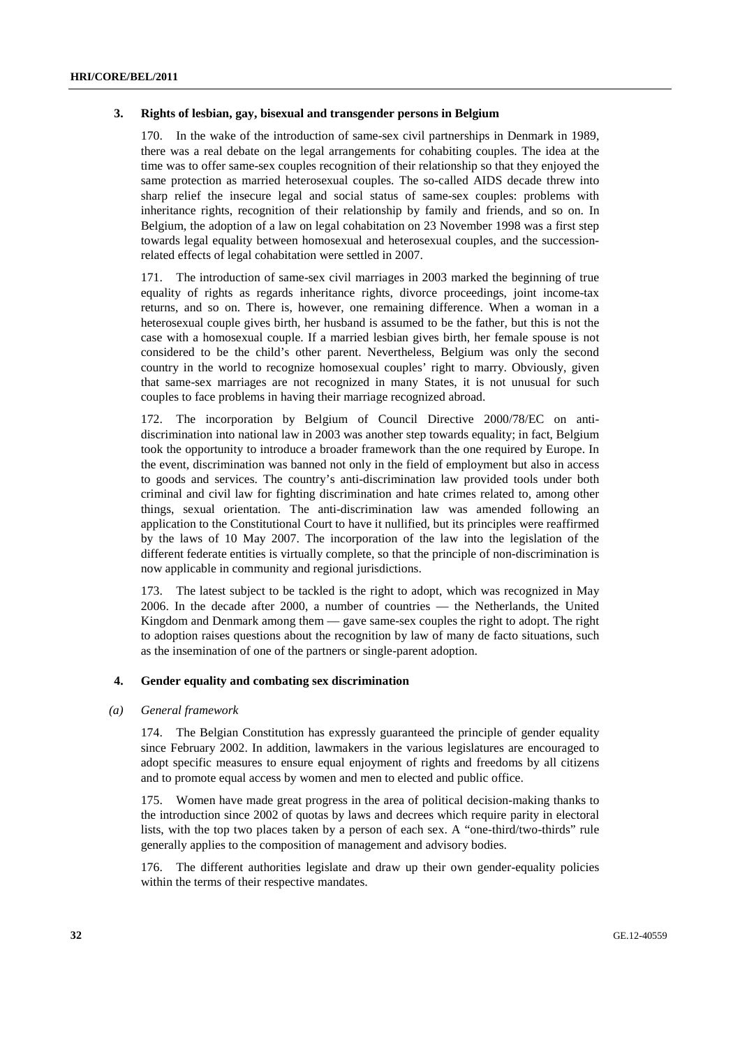### 3. Rights of lesbian, gay, bisexual and transgender persons in Belgium

170. In the wake of the introduction of same-sex civil partnerships in Denmark in 1989, there was a real debate on the legal arrangements for cohabiting couples. The idea at the time was to offer same-sex couples recognition of their relationship so that they enjoyed the same protection as married heterosexual couples. The so-called AIDS decade threw into sharp relief the insecure legal and social status of same-sex couples: problems with inheritance rights, recognition of their relationship by family and friends, and so on. In Belgium, the adoption of a law on legal cohabitation on 23 November 1998 was a first step towards legal equality between homosexual and heterosexual couples, and the succession-related effects of legal cohabitation were settled in 2007.

171. The introduction of same-sex civil marriages in 2003 marked the beginning of true equality of rights as regards inheritance rights, divorce proceedings, joint income-tax returns, and so on. There is, however, one remaining difference. When a woman in a heterosexual couple gives birth, her husband is assumed to be the father, but this is not the case with a homosexual couple. If a married lesbian gives birth, her female spouse is not considered to be the child's other parent. Nevertheless, Belgium was only the second country in the world to recognize homosexual couples' right to marry. Obviously, given that same-sex marriages are not recognized in many States, it is not unusual for such couples to face problems in having their marriage recognized abroad.

172. The incorporation by Belgium of Council Directive 2000/78/EC on anti-discrimination into national law in 2003 was another step towards equality; in fact, Belgium took the opportunity to introduce a broader framework than the one required by Europe. In the event, discrimination was banned not only in the field of employment but also in access to goods and services. The country's anti-discrimination law provided tools under both criminal and civil law for fighting discrimination and hate crimes related to, among other things, sexual orientation. The anti-discrimination law was amended following an application to the Constitutional Court to have it nullified, but its principles were reaffirmed by the laws of 10 May 2007. The incorporation of the law into the legislation of the different federate entities is virtually complete, so that the principle of non-discrimination is now applicable in community and regional jurisdictions.

173. The latest subject to be tackled is the right to adopt, which was recognized in May 2006. In the decade after 2000, a number of countries — the Netherlands, the United Kingdom and Denmark among them — gave same-sex couples the right to adopt. The right to adoption raises questions about the recognition by law of many de facto situations, such as the insemination of one of the partners or single-parent adoption.

### 4. Gender equality and combating sex discrimination

#### *(a) General framework*

174. The Belgian Constitution has expressly guaranteed the principle of gender equality since February 2002. In addition, lawmakers in the various legislatures are encouraged to adopt specific measures to ensure equal enjoyment of rights and freedoms by all citizens and to promote equal access by women and men to elected and public office.

175. Women have made great progress in the area of political decision-making thanks to the introduction since 2002 of quotas by laws and decrees which require parity in electoral lists, with the top two places taken by a person of each sex. A "one-third/two-thirds" rule generally applies to the composition of management and advisory bodies.

176. The different authorities legislate and draw up their own gender-equality policies within the terms of their respective mandates.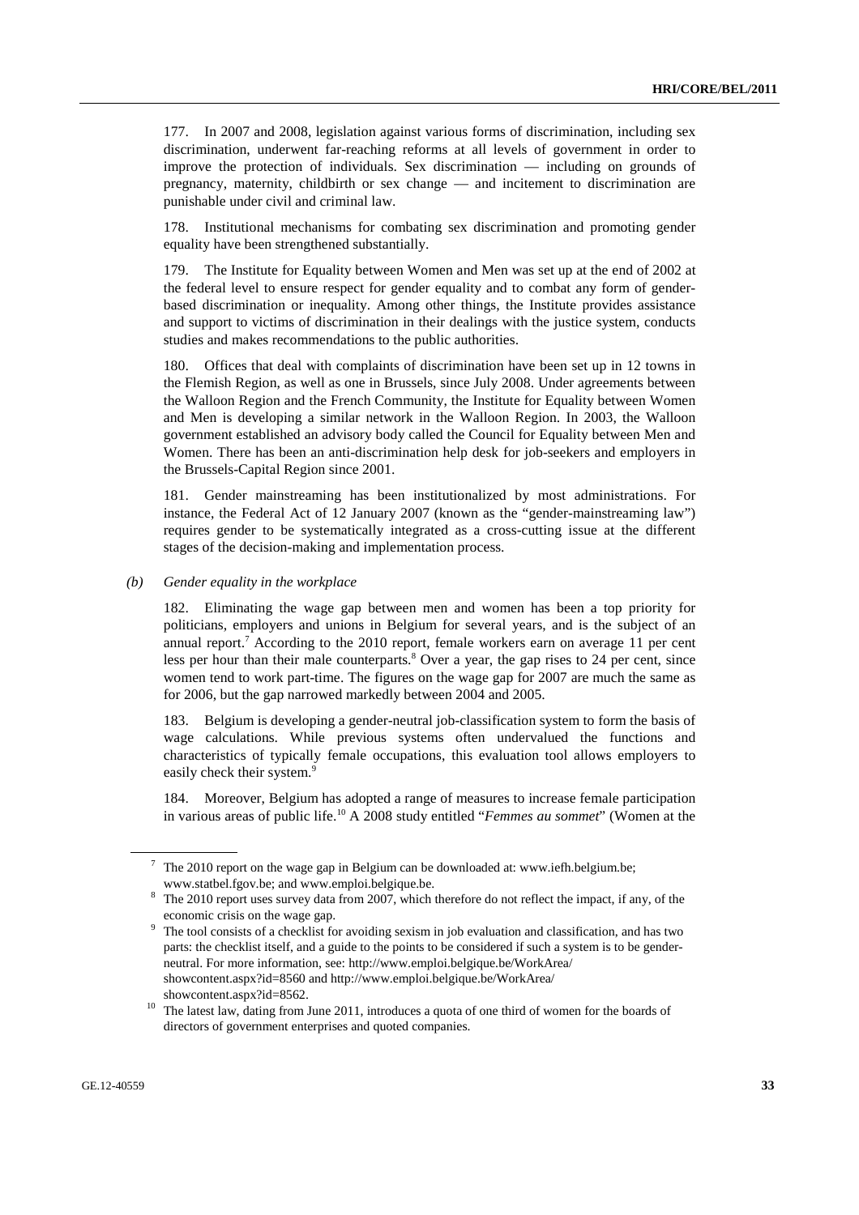177. In 2007 and 2008, legislation against various forms of discrimination, including sex discrimination, underwent far-reaching reforms at all levels of government in order to improve the protection of individuals. Sex discrimination — including on grounds of pregnancy, maternity, childbirth or sex change — and incitement to discrimination are punishable under civil and criminal law.

178. Institutional mechanisms for combating sex discrimination and promoting gender equality have been strengthened substantially.

179. The Institute for Equality between Women and Men was set up at the end of 2002 at the federal level to ensure respect for gender equality and to combat any form of gender-based discrimination or inequality. Among other things, the Institute provides assistance and support to victims of discrimination in their dealings with the justice system, conducts studies and makes recommendations to the public authorities.

180. Offices that deal with complaints of discrimination have been set up in 12 towns in the Flemish Region, as well as one in Brussels, since July 2008. Under agreements between the Walloon Region and the French Community, the Institute for Equality between Women and Men is developing a similar network in the Walloon Region. In 2003, the Walloon government established an advisory body called the Council for Equality between Men and Women. There has been an anti-discrimination help desk for job-seekers and employers in the Brussels-Capital Region since 2001.

181. Gender mainstreaming has been institutionalized by most administrations. For instance, the Federal Act of 12 January 2007 (known as the "gender-mainstreaming law") requires gender to be systematically integrated as a cross-cutting issue at the different stages of the decision-making and implementation process.

### *(b) Gender equality in the workplace*

182. Eliminating the wage gap between men and women has been a top priority for politicians, employers and unions in Belgium for several years, and is the subject of an annual report.[7] According to the 2010 report, female workers earn on average 11 per cent less per hour than their male counterparts.[8] Over a year, the gap rises to 24 per cent, since women tend to work part-time. The figures on the wage gap for 2007 are much the same as for 2006, but the gap narrowed markedly between 2004 and 2005.

183. Belgium is developing a gender-neutral job-classification system to form the basis of wage calculations. While previous systems often undervalued the functions and characteristics of typically female occupations, this evaluation tool allows employers to easily check their system.[9]

184. Moreover, Belgium has adopted a range of measures to increase female participation in various areas of public life.[10] A 2008 study entitled "*Femmes au sommet*" (Women at the

---

[7] The 2010 report on the wage gap in Belgium can be downloaded at: www.iefh.belgium.be; www.statbel.fgov.be; and www.emploi.belgique.be.

[8] The 2010 report uses survey data from 2007, which therefore do not reflect the impact, if any, of the economic crisis on the wage gap.

[9] The tool consists of a checklist for avoiding sexism in job evaluation and classification, and has two parts: the checklist itself, and a guide to the points to be considered if such a system is to be gender-neutral. For more information, see: http://www.emploi.belgique.be/WorkArea/showcontent.aspx?id=8560 and http://www.emploi.belgique.be/WorkArea/showcontent.aspx?id=8562.

[10] The latest law, dating from June 2011, introduces a quota of one third of women for the boards of directors of government enterprises and quoted companies.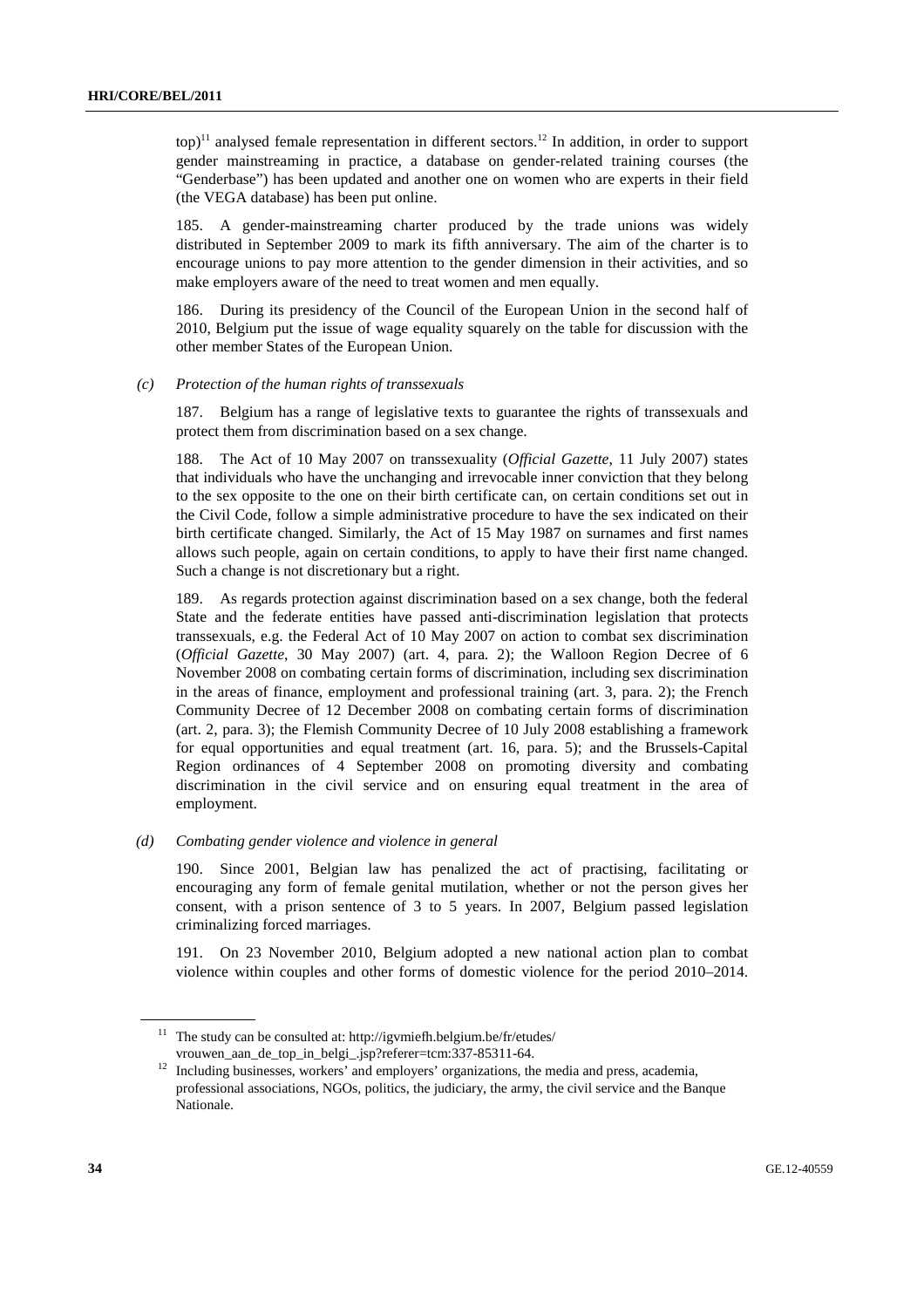top)[11] analysed female representation in different sectors.[12] In addition, in order to support gender mainstreaming in practice, a database on gender-related training courses (the "Genderbase") has been updated and another one on women who are experts in their field (the VEGA database) has been put online.

185. A gender-mainstreaming charter produced by the trade unions was widely distributed in September 2009 to mark its fifth anniversary. The aim of the charter is to encourage unions to pay more attention to the gender dimension in their activities, and so make employers aware of the need to treat women and men equally.

186. During its presidency of the Council of the European Union in the second half of 2010, Belgium put the issue of wage equality squarely on the table for discussion with the other member States of the European Union.

*(c) Protection of the human rights of transsexuals*

187. Belgium has a range of legislative texts to guarantee the rights of transsexuals and protect them from discrimination based on a sex change.

188. The Act of 10 May 2007 on transsexuality (*Official Gazette*, 11 July 2007) states that individuals who have the unchanging and irrevocable inner conviction that they belong to the sex opposite to the one on their birth certificate can, on certain conditions set out in the Civil Code, follow a simple administrative procedure to have the sex indicated on their birth certificate changed. Similarly, the Act of 15 May 1987 on surnames and first names allows such people, again on certain conditions, to apply to have their first name changed. Such a change is not discretionary but a right.

189. As regards protection against discrimination based on a sex change, both the federal State and the federate entities have passed anti-discrimination legislation that protects transsexuals, e.g. the Federal Act of 10 May 2007 on action to combat sex discrimination (*Official Gazette*, 30 May 2007) (art. 4, para. 2); the Walloon Region Decree of 6 November 2008 on combating certain forms of discrimination, including sex discrimination in the areas of finance, employment and professional training (art. 3, para. 2); the French Community Decree of 12 December 2008 on combating certain forms of discrimination (art. 2, para. 3); the Flemish Community Decree of 10 July 2008 establishing a framework for equal opportunities and equal treatment (art. 16, para. 5); and the Brussels-Capital Region ordinances of 4 September 2008 on promoting diversity and combating discrimination in the civil service and on ensuring equal treatment in the area of employment.

*(d) Combating gender violence and violence in general*

190. Since 2001, Belgian law has penalized the act of practising, facilitating or encouraging any form of female genital mutilation, whether or not the person gives her consent, with a prison sentence of 3 to 5 years. In 2007, Belgium passed legislation criminalizing forced marriages.

191. On 23 November 2010, Belgium adopted a new national action plan to combat violence within couples and other forms of domestic violence for the period 2010–2014.

[11] The study can be consulted at: http://igvmiefh.belgium.be/fr/etudes/vrouwen_aan_de_top_in_belgi_.jsp?referer=tcm:337-85311-64.

[12] Including businesses, workers' and employers' organizations, the media and press, academia, professional associations, NGOs, politics, the judiciary, the army, the civil service and the Banque Nationale.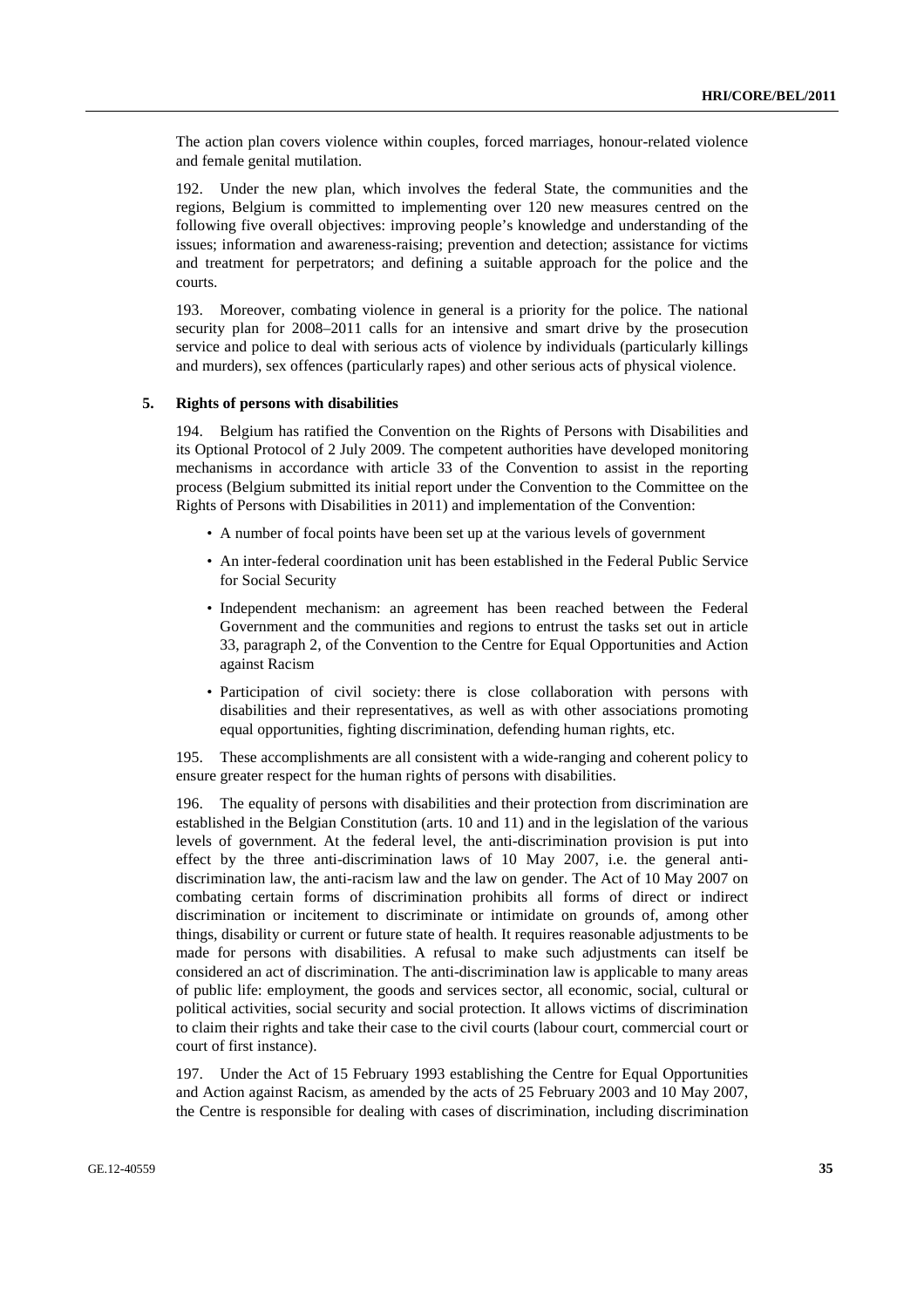The action plan covers violence within couples, forced marriages, honour-related violence and female genital mutilation.

192. Under the new plan, which involves the federal State, the communities and the regions, Belgium is committed to implementing over 120 new measures centred on the following five overall objectives: improving people's knowledge and understanding of the issues; information and awareness-raising; prevention and detection; assistance for victims and treatment for perpetrators; and defining a suitable approach for the police and the courts.

193. Moreover, combating violence in general is a priority for the police. The national security plan for 2008–2011 calls for an intensive and smart drive by the prosecution service and police to deal with serious acts of violence by individuals (particularly killings and murders), sex offences (particularly rapes) and other serious acts of physical violence.

### 5. Rights of persons with disabilities

194. Belgium has ratified the Convention on the Rights of Persons with Disabilities and its Optional Protocol of 2 July 2009. The competent authorities have developed monitoring mechanisms in accordance with article 33 of the Convention to assist in the reporting process (Belgium submitted its initial report under the Convention to the Committee on the Rights of Persons with Disabilities in 2011) and implementation of the Convention:

- A number of focal points have been set up at the various levels of government
- An inter-federal coordination unit has been established in the Federal Public Service for Social Security
- Independent mechanism: an agreement has been reached between the Federal Government and the communities and regions to entrust the tasks set out in article 33, paragraph 2, of the Convention to the Centre for Equal Opportunities and Action against Racism
- Participation of civil society: there is close collaboration with persons with disabilities and their representatives, as well as with other associations promoting equal opportunities, fighting discrimination, defending human rights, etc.

195. These accomplishments are all consistent with a wide-ranging and coherent policy to ensure greater respect for the human rights of persons with disabilities.

196. The equality of persons with disabilities and their protection from discrimination are established in the Belgian Constitution (arts. 10 and 11) and in the legislation of the various levels of government. At the federal level, the anti-discrimination provision is put into effect by the three anti-discrimination laws of 10 May 2007, i.e. the general anti-discrimination law, the anti-racism law and the law on gender. The Act of 10 May 2007 on combating certain forms of discrimination prohibits all forms of direct or indirect discrimination or incitement to discriminate or intimidate on grounds of, among other things, disability or current or future state of health. It requires reasonable adjustments to be made for persons with disabilities. A refusal to make such adjustments can itself be considered an act of discrimination. The anti-discrimination law is applicable to many areas of public life: employment, the goods and services sector, all economic, social, cultural or political activities, social security and social protection. It allows victims of discrimination to claim their rights and take their case to the civil courts (labour court, commercial court or court of first instance).

197. Under the Act of 15 February 1993 establishing the Centre for Equal Opportunities and Action against Racism, as amended by the acts of 25 February 2003 and 10 May 2007, the Centre is responsible for dealing with cases of discrimination, including discrimination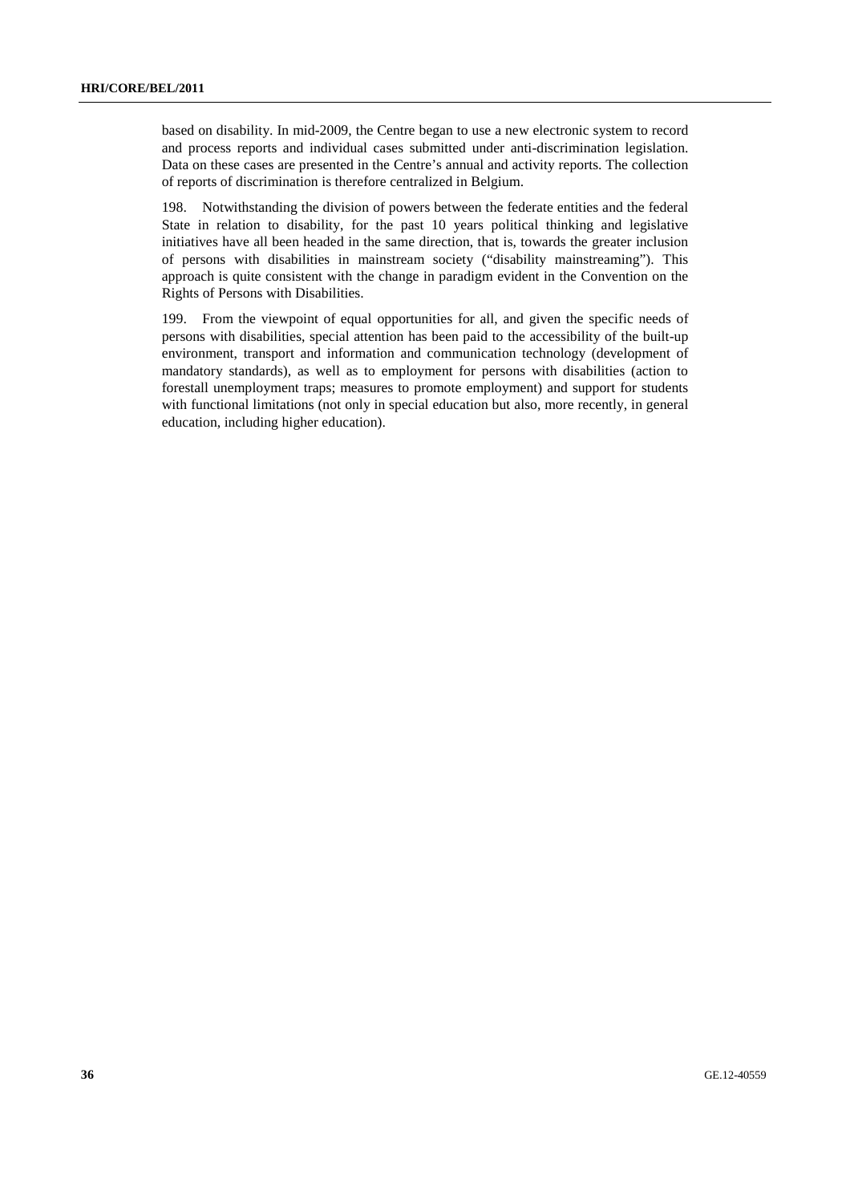based on disability. In mid-2009, the Centre began to use a new electronic system to record and process reports and individual cases submitted under anti-discrimination legislation. Data on these cases are presented in the Centre's annual and activity reports. The collection of reports of discrimination is therefore centralized in Belgium.

198. Notwithstanding the division of powers between the federate entities and the federal State in relation to disability, for the past 10 years political thinking and legislative initiatives have all been headed in the same direction, that is, towards the greater inclusion of persons with disabilities in mainstream society ("disability mainstreaming"). This approach is quite consistent with the change in paradigm evident in the Convention on the Rights of Persons with Disabilities.

199. From the viewpoint of equal opportunities for all, and given the specific needs of persons with disabilities, special attention has been paid to the accessibility of the built-up environment, transport and information and communication technology (development of mandatory standards), as well as to employment for persons with disabilities (action to forestall unemployment traps; measures to promote employment) and support for students with functional limitations (not only in special education but also, more recently, in general education, including higher education).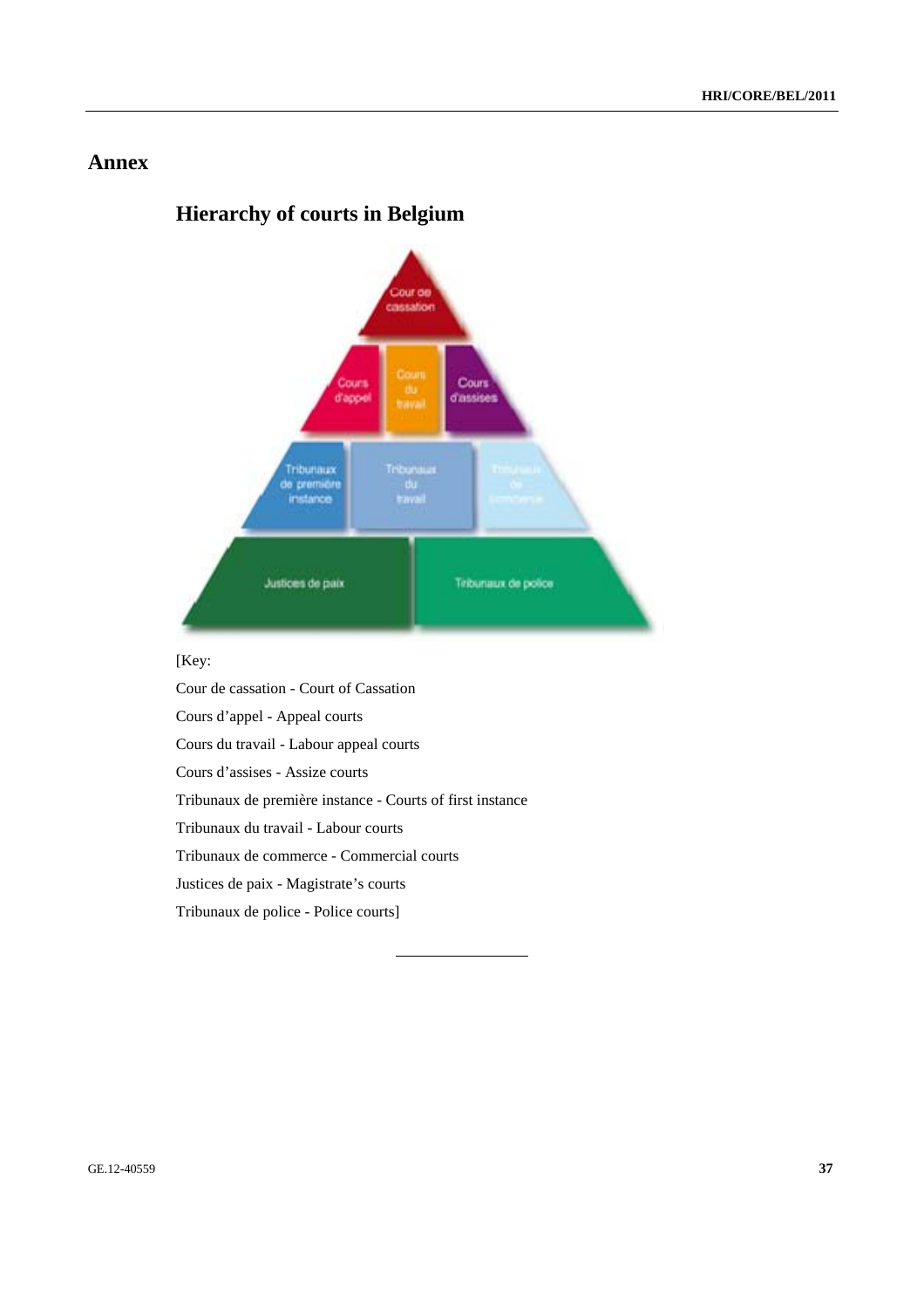# Annex

## Hierarchy of courts in Belgium

Cour de cassation

Cours d'appel

Cours du travail

Cours d'assises

Tribunaux de première instance

Tribunaux du travail

Tribunaux de commerce

Justices de paix

Tribunaux de police

[Key:

Cour de cassation - Court of Cassation

Cours d'appel - Appeal courts

Cours du travail - Labour appeal courts

Cours d'assises - Assize courts

Tribunaux de première instance - Courts of first instance

Tribunaux du travail - Labour courts

Tribunaux de commerce - Commercial courts

Justices de paix - Magistrate's courts

Tribunaux de police - Police courts]